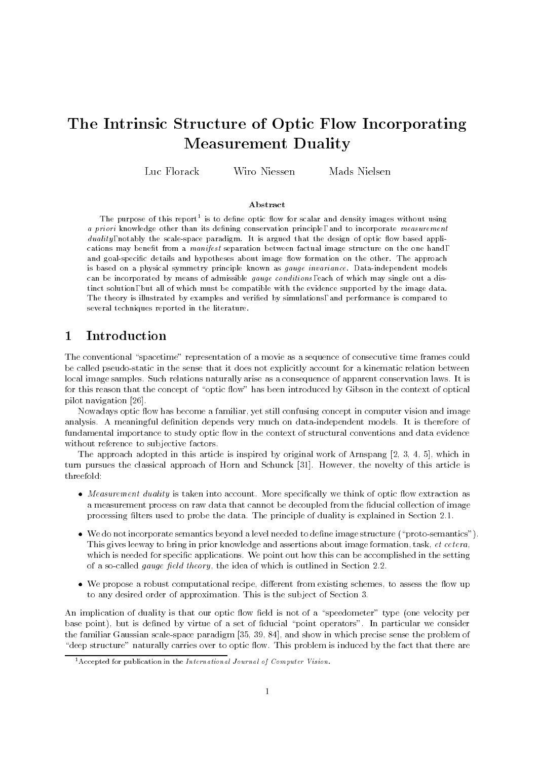# The Intrinsic Structure of Optic Flow Incorporating Measurement Duality

Luc Florack Wiro Niessen Mads Nielsen

### Abstract

The purpose of this report[1] is to define optic flow for scalar and density images without using *a priori* knowledge other than its defining conservation principle, and to incorporate *measurement duality*, notably the scale-space paradigm. It is argued that the design of optic flow based applications may benefit from a *manifest* separation between factual image structure on the one hand, and goal-specific details and hypotheses about image flow formation on the other. The approach is based on a physical symmetry principle known as *gauge invariance*. Data-independent models can be incorporated by means of admissible *gauge conditions*, each of which may single out a distinct solution, but all of which must be compatible with the evidence supported by the image data. The theory is illustrated by examples and verified by simulations, and performance is compared to several techniques reported in the literature.

## 1 Introduction

The conventional "spacetime" representation of a movie as a sequence of consecutive time frames could be called pseudo-static in the sense that it does not explicitly account for a kinematic relation between local image samples. Such relations naturally arise as a consequence of apparent conservation laws. It is for this reason that the concept of "optic flow" has been introduced by Gibson in the context of optical pilot navigation [26].

Nowadays optic flow has become a familiar, yet still confusing concept in computer vision and image analysis. A meaningful definition depends very much on data-independent models. It is therefore of fundamental importance to study optic flow in the context of structural conventions and data evidence without reference to subjective factors.

The approach adopted in this article is inspired by original work of Arnspang [2, 3, 4, 5], which in turn pursues the classical approach of Horn and Schunck [31]. However, the novelty of this article is threefold:

- *Measurement duality* is taken into account. More specifically we think of optic flow extraction as a measurement process on raw data that cannot be decoupled from the fiducial collection of image processing filters used to probe the data. The principle of duality is explained in Section 2.1.
- We do not incorporate semantics beyond a level needed to define image structure ("proto-semantics"). This gives leeway to bring in prior knowledge and assertions about image formation, task, *et cetera*, which is needed for specific applications. We point out how this can be accomplished in the setting of a so-called *gauge field theory*, the idea of which is outlined in Section 2.2.
- We propose a robust computational recipe, different from existing schemes, to assess the flow up to any desired order of approximation. This is the subject of Section 3.

An implication of duality is that our optic flow field is not of a "speedometer" type (one velocity per base point), but is defined by virtue of a set of fiducial "point operators". In particular we consider the familiar Gaussian scale-space paradigm [35, 39, 84], and show in which precise sense the problem of "deep structure" naturally carries over to optic flow. This problem is induced by the fact that there are

[1] Accepted for publication in the *International Journal of Computer Vision*.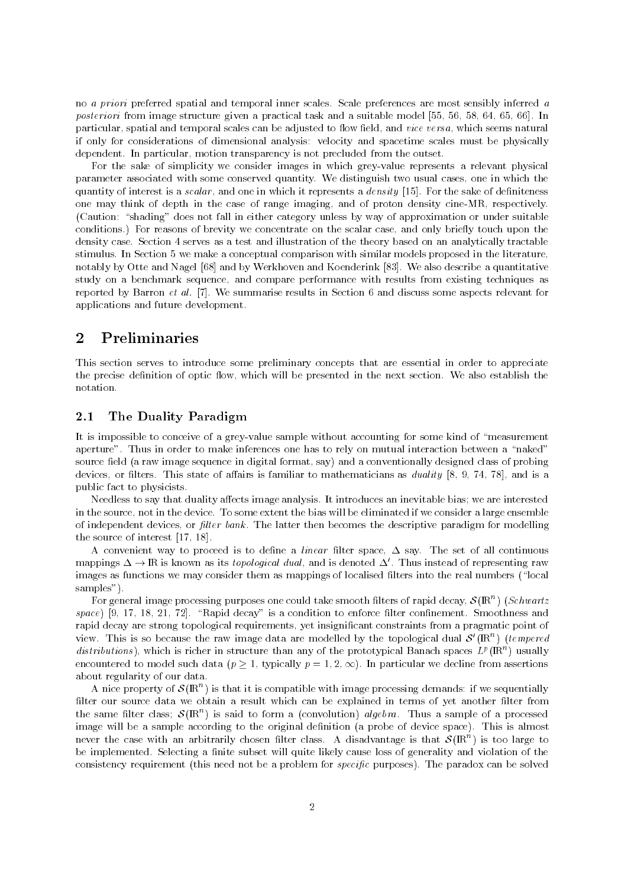no *a priori* preferred spatial and temporal inner scales. Scale preferences are most sensibly inferred *a posteriori* from image structure given a practical task and a suitable model [55, 56, 58, 64, 65, 66]. In particular, spatial and temporal scales can be adjusted to flow field, and *vice versa*, which seems natural if only for considerations of dimensional analysis: velocity and spacetime scales must be physically dependent. In particular, motion transparency is not precluded from the outset.

For the sake of simplicity we consider images in which grey-value represents a relevant physical parameter associated with some conserved quantity. We distinguish two usual cases, one in which the quantity of interest is a *scalar*, and one in which it represents a *density* [15]. For the sake of definiteness one may think of depth in the case of range imaging, and of proton density cine-MR, respectively. (Caution: "shading" does not fall in either category unless by way of approximation or under suitable conditions.) For reasons of brevity we concentrate on the scalar case, and only briefly touch upon the density case. Section 4 serves as a test and illustration of the theory based on an analytically tractable stimulus. In Section 5 we make a conceptual comparison with similar models proposed in the literature, notably by Otte and Nagel [68] and by Werkhoven and Koenderink [83]. We also describe a quantitative study on a benchmark sequence, and compare performance with results from existing techniques as reported by Barron *et al.* [7]. We summarise results in Section 6 and discuss some aspects relevant for applications and future development.

# 2 Preliminaries

This section serves to introduce some preliminary concepts that are essential in order to appreciate the precise definition of optic flow, which will be presented in the next section. We also establish the notation.

## 2.1 The Duality Paradigm

It is impossible to conceive of a grey-value sample without accounting for some kind of "measurement aperture". Thus in order to make inferences one has to rely on mutual interaction between a "naked" source field (a raw image sequence in digital format, say) and a conventionally designed class of probing devices, or filters. This state of affairs is familiar to mathematicians as *duality* [8, 9, 74, 78], and is a public fact to physicists.

Needless to say that duality affects image analysis. It introduces an inevitable bias; we are interested in the source, not in the device. To some extent the bias will be eliminated if we consider a large ensemble of independent devices, or *filter bank*. The latter then becomes the descriptive paradigm for modelling the source of interest [17, 18].

A convenient way to proceed is to define a *linear* filter space, $\Delta$ say. The set of all continuous mappings $\Delta \to \mathbb{R}$ is known as its *topological dual*, and is denoted $\Delta'$. Thus instead of representing raw images as functions we may consider them as mappings of localised filters into the real numbers ("local samples").

For general image processing purposes one could take smooth filters of rapid decay, $\mathcal{S}(\mathbb{R}^n)$ (*Schwartz space*) [9, 17, 18, 21, 72]. "Rapid decay" is a condition to enforce filter confinement. Smoothness and rapid decay are strong topological requirements, yet insignificant constraints from a pragmatic point of view. This is so because the raw image data are modelled by the topological dual $\mathcal{S}'(\mathbb{R}^n)$ (*tempered distributions*), which is richer in structure than any of the prototypical Banach spaces $L^p(\mathbb{R}^n)$ usually encountered to model such data ($p \geq 1$, typically $p = 1, 2, \infty$). In particular we decline from assertions about regularity of our data.

A nice property of $\mathcal{S}(\mathbb{R}^n)$ is that it is compatible with image processing demands: if we sequentially filter our source data we obtain a result which can be explained in terms of yet another filter from the same filter class; $\mathcal{S}(\mathbb{R}^n)$ is said to form a (convolution) *algebra*. Thus a sample of a processed image will be a sample according to the original definition (a probe of device space). This is almost never the case with an arbitrarily chosen filter class. A disadvantage is that $\mathcal{S}(\mathbb{R}^n)$ is too large to be implemented. Selecting a finite subset will quite likely cause loss of generality and violation of the consistency requirement (this need not be a problem for *specific* purposes). The paradox can be solved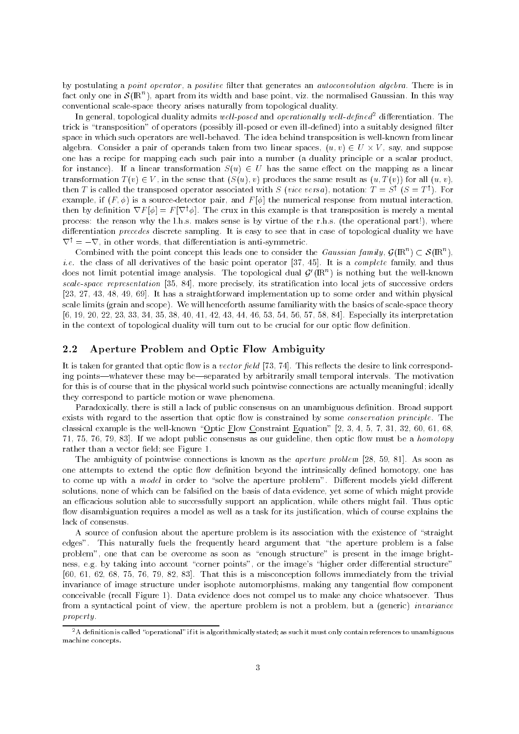by postulating a *point operator*, a *positive* filter that generates an *autoconvolution algebra*. There is in fact only one in $\mathcal{S}(\mathbb{R}^n)$, apart from its width and base point, viz. the normalised Gaussian. In this way conventional scale-space theory arises naturally from topological duality.

In general, topological duality admits *well-posed* and *operationally well-defined*[2] differentiation. The trick is "transposition" of operators (possibly ill-posed or even ill-defined) into a suitably designed filter space in which such operators are well-behaved. The idea behind transposition is well-known from linear algebra. Consider a pair of operands taken from two linear spaces, $(u, v) \in U \times V$, say, and suppose one has a recipe for mapping each such pair into a number (a duality principle or a scalar product, for instance). If a linear transformation $S(u) \in U$ has the same effect on the mapping as a linear transformation $T(v) \in V$, in the sense that $(S(u), v)$ produces the same result as $(u, T(v))$ for all $(u, v)$, then $T$ is called the transposed operator associated with $S$ (*vice versa*), notation: $T = S^\dagger$ ($S = T^\dagger$). For example, if $(F, \phi)$ is a source-detector pair, and $F[\phi]$ the numerical response from mutual interaction, then by definition $\nabla F[\phi] = F[\nabla^\dagger \phi]$. The crux in this example is that transposition is merely a mental process: the reason why the l.h.s. makes sense is by virtue of the r.h.s. (the operational part!), where differentiation *precedes* discrete sampling. It is easy to see that in case of topological duality we have $\nabla^\dagger = -\nabla$, in other words, that differentiation is anti-symmetric.

Combined with the point concept this leads one to consider the *Gaussian family*, $\mathcal{G}(\mathbb{R}^n) \subset \mathcal{S}(\mathbb{R}^n)$, *i.e.* the class of all derivatives of the basic point operator [37, 45]. It is a *complete* family, and thus does not limit potential image analysis. The topological dual $\mathcal{G}'(\mathbb{R}^n)$ is nothing but the well-known *scale-space representation* [35, 84], more precisely, its stratification into local jets of successive orders [23, 27, 43, 48, 49, 69]. It has a straightforward implementation up to some order and within physical scale limits (grain and scope). We will henceforth assume familiarity with the basics of scale-space theory [6, 19, 20, 22, 23, 33, 34, 35, 38, 40, 41, 42, 43, 44, 46, 53, 54, 56, 57, 58, 84]. Especially its interpretation in the context of topological duality will turn out to be crucial for our optic flow definition.

## 2.2 Aperture Problem and Optic Flow Ambiguity

It is taken for granted that optic flow is a *vector field* [73, 74]. This reflects the desire to link corresponding points—whatever these may be—separated by arbitrarily small temporal intervals. The motivation for this is of course that in the physical world such pointwise connections are actually meaningful; ideally they correspond to particle motion or wave phenomena.

Paradoxically, there is still a lack of public consensus on an unambiguous definition. Broad support exists with regard to the assertion that optic flow is constrained by some *conservation principle*. The classical example is the well-known "Optic Flow Constraint Equation" [2, 3, 4, 5, 7, 31, 32, 60, 61, 68, 71, 75, 76, 79, 83]. If we adopt public consensus as our guideline, then optic flow must be a *homotopy* rather than a vector field; see Figure 1.

The ambiguity of pointwise connections is known as the *aperture problem* [28, 59, 81]. As soon as one attempts to extend the optic flow definition beyond the intrinsically defined homotopy, one has to come up with a *model* in order to "solve the aperture problem". Different models yield different solutions, none of which can be falsified on the basis of data evidence, yet some of which might provide an efficacious solution able to successfully support an application, while others might fail. Thus optic flow disambiguation requires a model as well as a task for its justification, which of course explains the lack of consensus.

A source of confusion about the aperture problem is its association with the existence of "straight edges". This naturally fuels the frequently heard argument that "the aperture problem is a false problem", one that can be overcome as soon as "enough structure" is present in the image brightness, e.g. by taking into account "corner points", or the image's "higher order differential structure" [60, 61, 62, 68, 75, 76, 79, 82, 83]. That this is a misconception follows immediately from the trivial invariance of image structure under isophote automorphisms, making any tangential flow component conceivable (recall Figure 1). Data evidence does not compel us to make any choice whatsoever. Thus from a syntactical point of view, the aperture problem is not a problem, but a (generic) *invariance property*.

[2] A definition is called "operational" if it is algorithmically stated; as such it must only contain references to unambiguous machine concepts.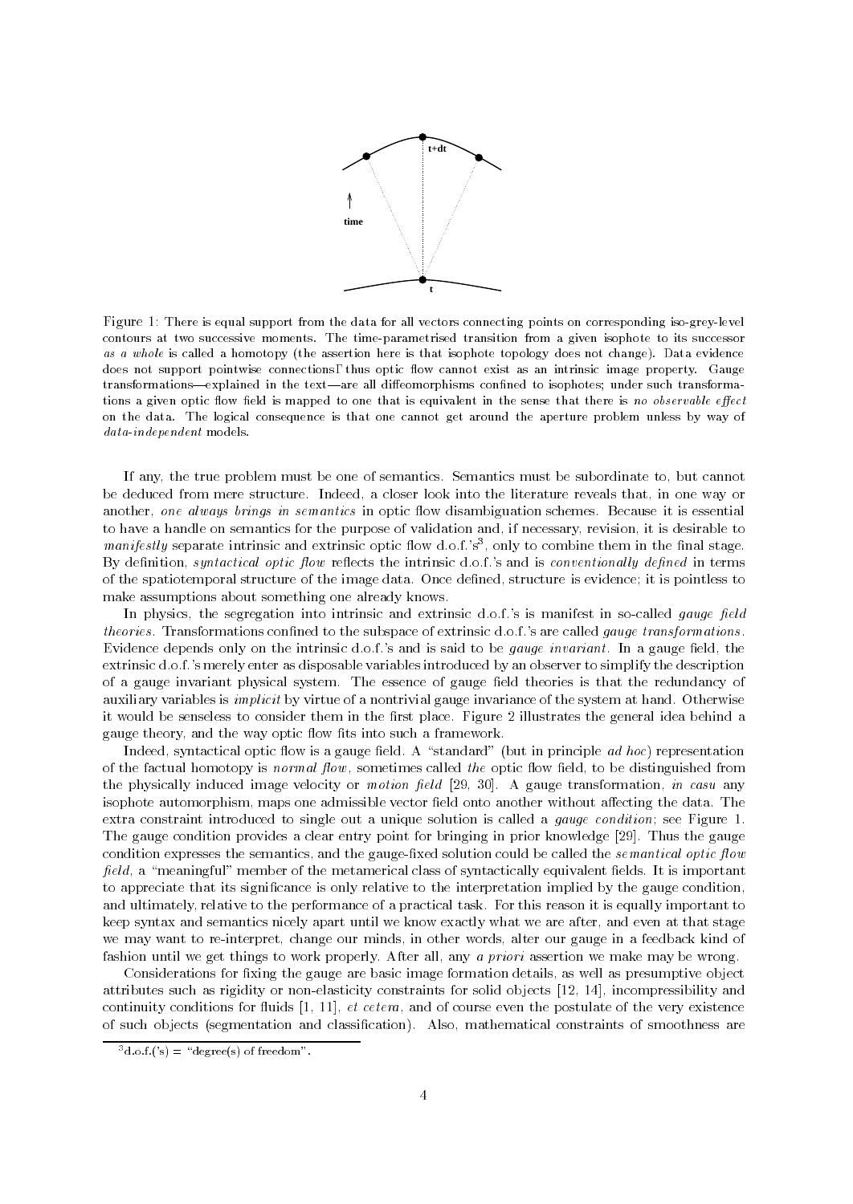Figure 1: There is equal support from the data for all vectors connecting points on corresponding iso-grey-level contours at two successive moments. The time-parametrised transition from a given isophote to its successor *as a whole* is called a homotopy (the assertion here is that isophote topology does not change). Data evidence does not support pointwise connections; thus optic flow cannot exist as an intrinsic image property. Gauge transformations—explained in the text—are all diffeomorphisms confined to isophotes; under such transformations a given optic flow field is mapped to one that is equivalent in the sense that there is *no observable effect* on the data. The logical consequence is that one cannot get around the aperture problem unless by way of *data-independent* models.

If any, the true problem must be one of semantics. Semantics must be subordinate to, but cannot be deduced from mere structure. Indeed, a closer look into the literature reveals that, in one way or another, *one always brings in semantics* in optic flow disambiguation schemes. Because it is essential to have a handle on semantics for the purpose of validation and, if necessary, revision, it is desirable to *manifestly* separate intrinsic and extrinsic optic flow d.o.f.'s[3], only to combine them in the final stage. By definition, *syntactical optic flow* reflects the intrinsic d.o.f.'s and is *conventionally defined* in terms of the spatiotemporal structure of the image data. Once defined, structure is evidence; it is pointless to make assumptions about something one already knows.

In physics, the segregation into intrinsic and extrinsic d.o.f.'s is manifest in so-called *gauge field theories*. Transformations confined to the subspace of extrinsic d.o.f.'s are called *gauge transformations*. Evidence depends only on the intrinsic d.o.f.'s and is said to be *gauge invariant*. In a gauge field, the extrinsic d.o.f.'s merely enter as disposable variables introduced by an observer to simplify the description of a gauge invariant physical system. The essence of gauge field theories is that the redundancy of auxiliary variables is *implicit* by virtue of a nontrivial gauge invariance of the system at hand. Otherwise it would be senseless to consider them in the first place. Figure 2 illustrates the general idea behind a gauge theory, and the way optic flow fits into such a framework.

Indeed, syntactical optic flow is a gauge field. A "standard" (but in principle *ad hoc*) representation of the factual homotopy is *normal flow*, sometimes called *the* optic flow field, to be distinguished from the physically induced image velocity or *motion field* [29, 30]. A gauge transformation, *in casu* any isophote automorphism, maps one admissible vector field onto another without affecting the data. The extra constraint introduced to single out a unique solution is called a *gauge condition*; see Figure 1. The gauge condition provides a clear entry point for bringing in prior knowledge [29]. Thus the gauge condition expresses the semantics, and the gauge-fixed solution could be called the *semantical optic flow field*, a "meaningful" member of the metamerical class of syntactically equivalent fields. It is important to appreciate that its significance is only relative to the interpretation implied by the gauge condition, and ultimately, relative to the performance of a practical task. For this reason it is equally important to keep syntax and semantics nicely apart until we know exactly what we are after, and even at that stage we may want to re-interpret, change our minds, in other words, alter our gauge in a feedback kind of fashion until we get things to work properly. After all, any *a priori* assertion we make may be wrong.

Considerations for fixing the gauge are basic image formation details, as well as presumptive object attributes such as rigidity or non-elasticity constraints for solid objects [12, 14], incompressibility and continuity conditions for fluids [1, 11], *et cetera*, and of course even the postulate of the very existence of such objects (segmentation and classification). Also, mathematical constraints of smoothness are

[3] d.o.f.('s) = "degree(s) of freedom".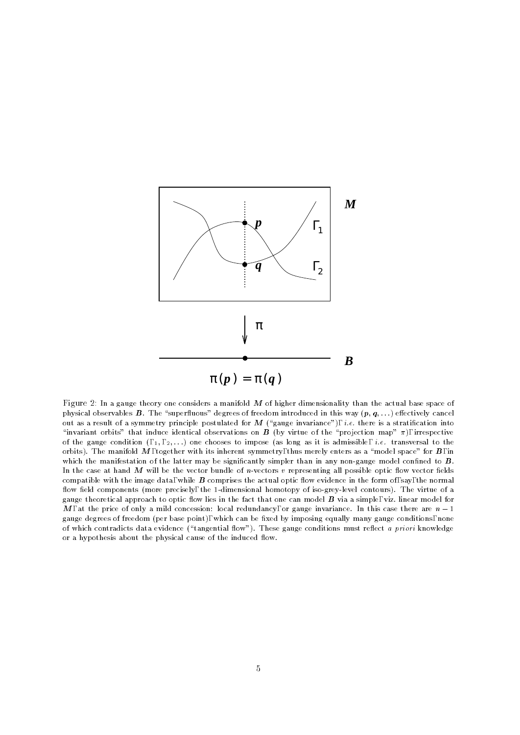Figure 2: In a gauge theory one considers a manifold $M$ of higher dimensionality than the actual base space of physical observables $B$. The "superfluous" degrees of freedom introduced in this way ($p, q, \ldots$) effectively cancel out as a result of a symmetry principle postulated for $M$ ("gauge invariance"), *i.e.* there is a stratification into "invariant orbits" that induce identical observations on $B$ (by virtue of the "projection map" $\pi$), irrespective of the gauge condition ($\Gamma_1, \Gamma_2, \ldots$) one chooses to impose (as long as it is admissible, *i.e.* transversal to the orbits). The manifold $M$, together with its inherent symmetry, thus merely enters as a "model space" for $B$, in which the manifestation of the latter may be significantly simpler than in any non-gauge model confined to $B$. In the case at hand $M$ will be the vector bundle of $n$-vectors $v$ representing all possible optic flow vector fields compatible with the image data, while $B$ comprises the actual optic flow evidence in the form of, say, the normal flow field components (more precisely, the 1-dimensional homotopy of iso-grey-level contours). The virtue of a gauge theoretical approach to optic flow lies in the fact that one can model $B$ via a simple, viz. linear model for $M$, at the price of only a mild concession: local redundancy, or gauge invariance. In this case there are $n-1$ gauge degrees of freedom (per base point), which can be fixed by imposing equally many gauge conditions, none of which contradicts data evidence ("tangential flow"). These gauge conditions must reflect *a priori* knowledge or a hypothesis about the physical cause of the induced flow.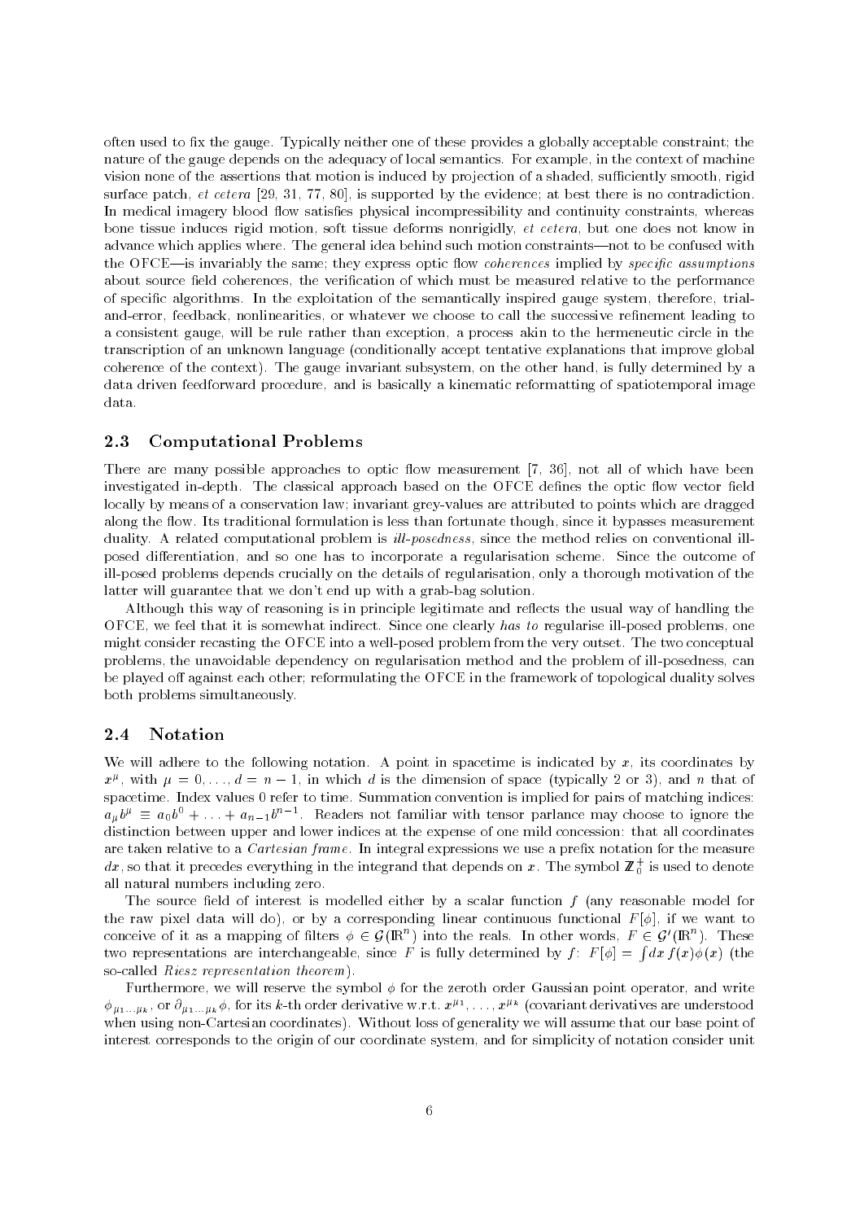often used to fix the gauge. Typically neither one of these provides a globally acceptable constraint; the nature of the gauge depends on the adequacy of local semantics. For example, in the context of machine vision none of the assertions that motion is induced by projection of a shaded, sufficiently smooth, rigid surface patch, *et cetera* [29, 31, 77, 80], is supported by the evidence; at best there is no contradiction. In medical imagery blood flow satisfies physical incompressibility and continuity constraints, whereas bone tissue induces rigid motion, soft tissue deforms nonrigidly, *et cetera*, but one does not know in advance which applies where. The general idea behind such motion constraints—not to be confused with the OFCE—is invariably the same; they express optic flow *coherences* implied by *specific assumptions* about source field coherences, the verification of which must be measured relative to the performance of specific algorithms. In the exploitation of the semantically inspired gauge system, therefore, trial-and-error, feedback, nonlinearities, or whatever we choose to call the successive refinement leading to a consistent gauge, will be rule rather than exception, a process akin to the hermeneutic circle in the transcription of an unknown language (conditionally accept tentative explanations that improve global coherence of the context). The gauge invariant subsystem, on the other hand, is fully determined by a data driven feedforward procedure, and is basically a kinematic reformatting of spatiotemporal image data.

## 2.3 Computational Problems

There are many possible approaches to optic flow measurement [7, 36], not all of which have been investigated in-depth. The classical approach based on the OFCE defines the optic flow vector field locally by means of a conservation law; invariant grey-values are attributed to points which are dragged along the flow. Its traditional formulation is less than fortunate though, since it bypasses measurement duality. A related computational problem is *ill-posedness*, since the method relies on conventional ill-posed differentiation, and so one has to incorporate a regularisation scheme. Since the outcome of ill-posed problems depends crucially on the details of regularisation, only a thorough motivation of the latter will guarantee that we don't end up with a grab-bag solution.

Although this way of reasoning is in principle legitimate and reflects the usual way of handling the OFCE, we feel that it is somewhat indirect. Since one clearly *has to* regularise ill-posed problems, one might consider recasting the OFCE into a well-posed problem from the very outset. The two conceptual problems, the unavoidable dependency on regularisation method and the problem of ill-posedness, can be played off against each other; reformulating the OFCE in the framework of topological duality solves both problems simultaneously.

## 2.4 Notation

We will adhere to the following notation. A point in spacetime is indicated by $x$, its coordinates by $x^\mu$, with $\mu = 0, \ldots, d = n-1$, in which $d$ is the dimension of space (typically 2 or 3), and $n$ that of spacetime. Index values 0 refer to time. Summation convention is implied for pairs of matching indices: $a_\mu b^\mu \equiv a_0 b^0 + \ldots + a_{n-1} b^{n-1}$. Readers not familiar with tensor parlance may choose to ignore the distinction between upper and lower indices at the expense of one mild concession: that all coordinates are taken relative to a *Cartesian frame*. In integral expressions we use a prefix notation for the measure $dx$, so that it precedes everything in the integrand that depends on $x$. The symbol $\mathbb{Z}_0^+$ is used to denote all natural numbers including zero.

The source field of interest is modelled either by a scalar function $f$ (any reasonable model for the raw pixel data will do), or by a corresponding linear continuous functional $F[\phi]$, if we want to conceive of it as a mapping of filters $\phi \in \mathcal{G}(\mathbb{R}^n)$ into the reals. In other words, $F \in \mathcal{G}'(\mathbb{R}^n)$. These two representations are interchangeable, since $F$ is fully determined by $f$: $F[\phi] = \int dx\, f(x)\phi(x)$ (the so-called *Riesz representation theorem*).

Furthermore, we will reserve the symbol $\phi$ for the zeroth order Gaussian point operator, and write $\phi_{\mu_1 \ldots \mu_k}$, or $\partial_{\mu_1 \ldots \mu_k}\phi$, for its $k$-th order derivative w.r.t. $x^{\mu_1}, \ldots, x^{\mu_k}$ (covariant derivatives are understood when using non-Cartesian coordinates). Without loss of generality we will assume that our base point of interest corresponds to the origin of our coordinate system, and for simplicity of notation consider unit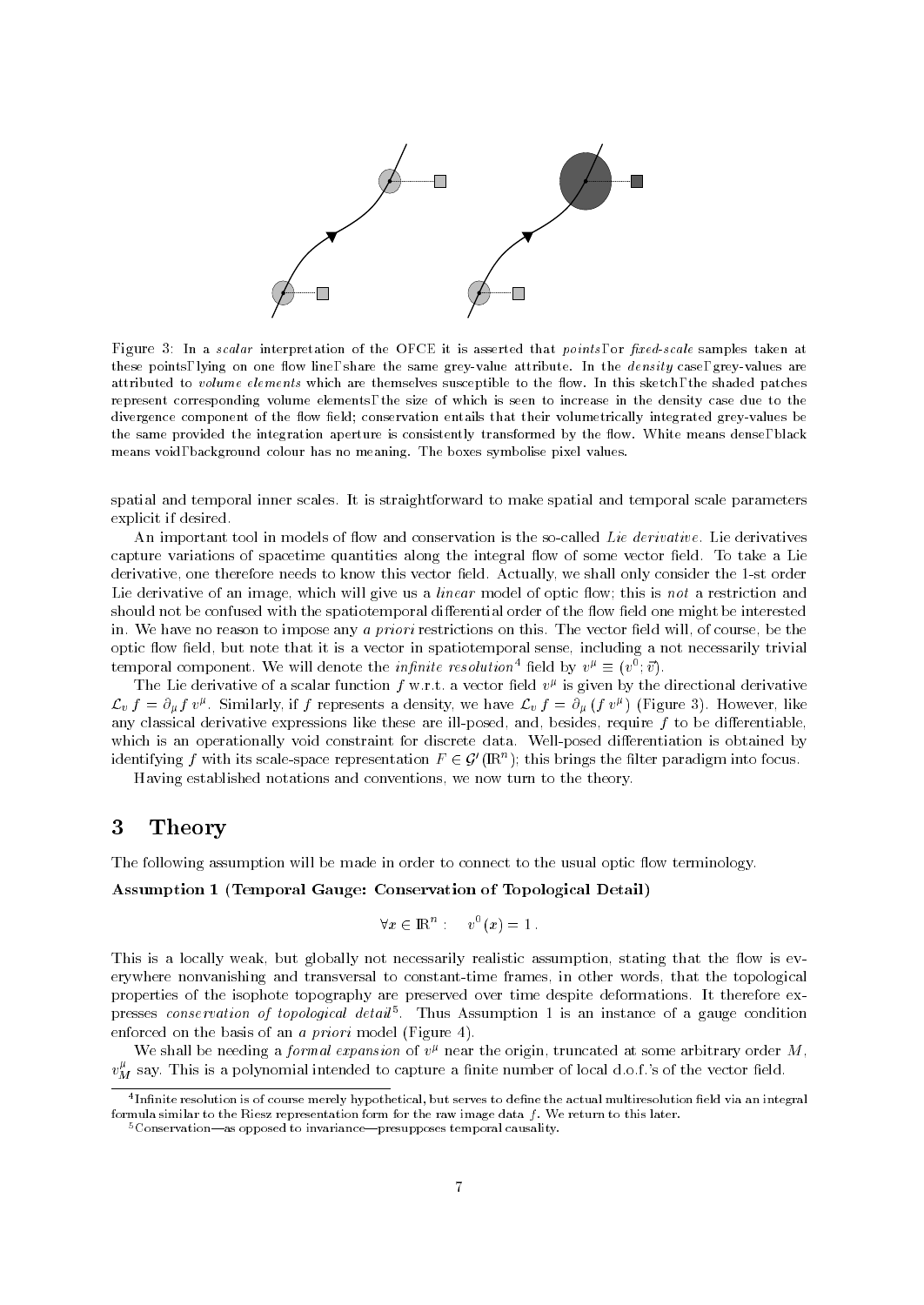Figure 3: In a *scalar* interpretation of the OFCE it is asserted that *points*, or *fixed-scale* samples taken at these points, lying on one flow line, share the same grey-value attribute. In the *density* case, grey-values are attributed to *volume elements* which are themselves susceptible to the flow. In this sketch, the shaded patches represent corresponding volume elements, the size of which is seen to increase in the density case due to the divergence component of the flow field; conservation entails that their volumetrically integrated grey-values be the same provided the integration aperture is consistently transformed by the flow. White means dense, black means void, background colour has no meaning. The boxes symbolise pixel values.

spatial and temporal inner scales. It is straightforward to make spatial and temporal scale parameters explicit if desired.

An important tool in models of flow and conservation is the so-called *Lie derivative*. Lie derivatives capture variations of spacetime quantities along the integral flow of some vector field. To take a Lie derivative, one therefore needs to know this vector field. Actually, we shall only consider the 1-st order Lie derivative of an image, which will give us a *linear* model of optic flow; this is *not* a restriction and should not be confused with the spatiotemporal differential order of the flow field one might be interested in. We have no reason to impose any *a priori* restrictions on this. The vector field will, of course, be the optic flow field, but note that it is a vector in spatiotemporal sense, including a not necessarily trivial temporal component. We will denote the *infinite resolution*[4] field by $v^\mu \equiv (v^0; \vec{v})$.

The Lie derivative of a scalar function $f$ w.r.t. a vector field $v^\mu$ is given by the directional derivative $\mathcal{L}_v f = \partial_\mu f \, v^\mu$. Similarly, if $f$ represents a density, we have $\mathcal{L}_v f = \partial_\mu (f \, v^\mu)$ (Figure 3). However, like any classical derivative expressions like these are ill-posed, and, besides, require $f$ to be differentiable, which is an operationally void constraint for discrete data. Well-posed differentiation is obtained by identifying $f$ with its scale-space representation $F \in \mathcal{G}'(\mathbb{R}^n)$; this brings the filter paradigm into focus.

Having established notations and conventions, we now turn to the theory.

# 3 Theory

The following assumption will be made in order to connect to the usual optic flow terminology.

**Assumption 1 (Temporal Gauge: Conservation of Topological Detail)**

$$\forall x \in \mathbb{R}^n : \quad v^0(x) = 1 \, .$$

This is a locally weak, but globally not necessarily realistic assumption, stating that the flow is everywhere nonvanishing and transversal to constant-time frames, in other words, that the topological properties of the isophote topography are preserved over time despite deformations. It therefore expresses *conservation of topological detail*[5]. Thus Assumption 1 is an instance of a gauge condition enforced on the basis of an *a priori* model (Figure 4).

We shall be needing a *formal expansion* of $v^\mu$ near the origin, truncated at some arbitrary order $M$, $v^\mu_M$ say. This is a polynomial intended to capture a finite number of local d.o.f.'s of the vector field.

[4] Infinite resolution is of course merely hypothetical, but serves to define the actual multiresolution field via an integral formula similar to the Riesz representation form for the raw image data $f$. We return to this later.

[5] Conservation—as opposed to invariance—presupposes temporal causality.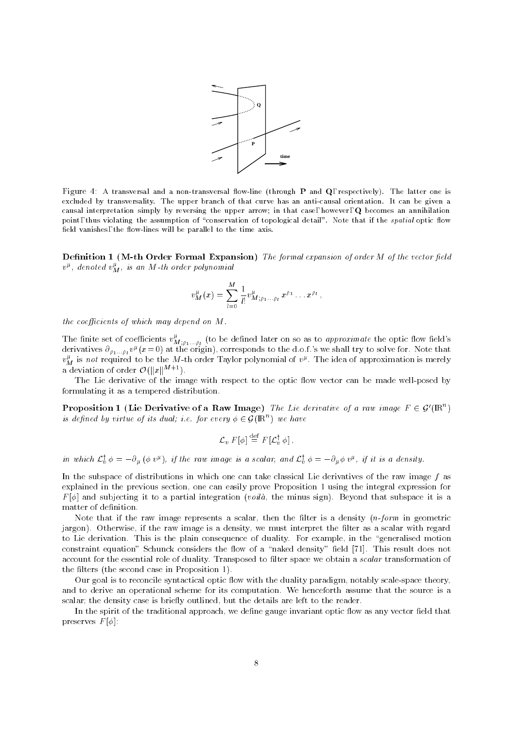Figure 4: A transversal and a non-transversal flow-line (through **P** and **Q**, respectively). The latter one is excluded by transversality. The upper branch of that curve has an anti-causal orientation. It can be given a causal interpretation simply by reversing the upper arrow; in that case, however, **Q** becomes an annihilation point, thus violating the assumption of "conservation of topological detail". Note that if the *spatial* optic flow field vanishes, the flow-lines will be parallel to the time axis.

**Definition 1 (M-th Order Formal Expansion)** *The formal expansion of order $M$ of the vector field $v^\mu$, denoted $v^\mu_M$, is an $M$-th order polynomial*

$$v^\mu_M(x) = \sum_{l=0}^{M} \frac{1}{l!} v^\mu_{M;\rho_1\ldots\rho_l}\, x^{\rho_1}\ldots x^{\rho_l}\,,$$

*the coefficients of which may depend on $M$.*

The finite set of coefficients $v^\mu_{M;\rho_1\ldots\rho_l}$ (to be defined later on so as to *approximate* the optic flow field's derivatives $\partial_{\rho_1\ldots\rho_l} v^\mu(x=0)$ at the origin), corresponds to the d.o.f.'s we shall try to solve for. Note that $v^\mu_M$ is *not* required to be the $M$-th order Taylor polynomial of $v^\mu$. The idea of approximation is merely a deviation of order $\mathcal{O}(\|x\|^{M+1})$.

The Lie derivative of the image with respect to the optic flow vector can be made well-posed by formulating it as a tempered distribution.

**Proposition 1 (Lie Derivative of a Raw Image)** *The Lie derivative of a raw image $F \in \mathcal{G}'(\mathbb{R}^n)$ is defined by virtue of its dual; i.e. for every $\phi \in \mathcal{G}(\mathbb{R}^n)$ we have*

$$\mathcal{L}_v\, F[\phi] \stackrel{\text{def}}{=} F[\mathcal{L}_v^\dagger\, \phi]\,,$$

*in which $\mathcal{L}_v^\dagger\,\phi = -\partial_\mu\,(\phi\, v^\mu)$, if the raw image is a scalar, and $\mathcal{L}_v^\dagger\,\phi = -\partial_\mu \phi\, v^\mu$, if it is a density.*

In the subspace of distributions in which one can take classical Lie derivatives of the raw image $f$ as explained in the previous section, one can easily prove Proposition 1 using the integral expression for $F[\phi]$ and subjecting it to a partial integration (*voilà*, the minus sign). Beyond that subspace it is a matter of definition.

Note that if the raw image represents a scalar, then the filter is a density (*n-form* in geometric jargon). Otherwise, if the raw image is a density, we must interpret the filter as a scalar with regard to Lie derivation. This is the plain consequence of duality. For example, in the "generalised motion constraint equation" Schunck considers the flow of a "naked density" field [71]. This result does not account for the essential role of duality. Transposed to filter space we obtain a *scalar* transformation of the filters (the second case in Proposition 1).

Our goal is to reconcile syntactical optic flow with the duality paradigm, notably scale-space theory, and to derive an operational scheme for its computation. We henceforth assume that the source is a scalar; the density case is briefly outlined, but the details are left to the reader.

In the spirit of the traditional approach, we define gauge invariant optic flow as any vector field that preserves $F[\phi]$: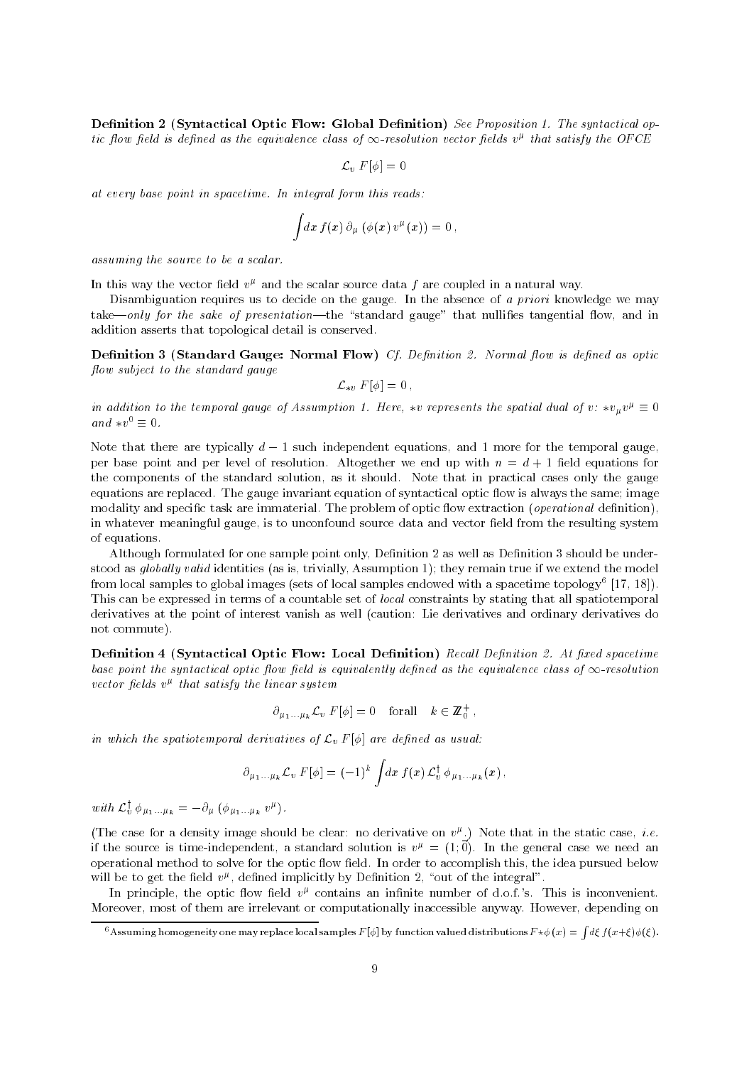**Definition 2 (Syntactical Optic Flow: Global Definition)** *See Proposition 1. The syntactical optic flow field is defined as the equivalence class of $\infty$-resolution vector fields $v^\mu$ that satisfy the OFCE*

$$\mathcal{L}_v \, F[\phi] = 0$$

*at every base point in spacetime. In integral form this reads:*

$$\int dx \, f(x) \, \partial_\mu \left( \phi(x) \, v^\mu(x) \right) = 0 \,,$$

*assuming the source to be a scalar.*

In this way the vector field $v^\mu$ and the scalar source data $f$ are coupled in a natural way.

Disambiguation requires us to decide on the gauge. In the absence of *a priori* knowledge we may take—*only for the sake of presentation*—the "standard gauge" that nullifies tangential flow, and in addition asserts that topological detail is conserved.

**Definition 3 (Standard Gauge: Normal Flow)** *Cf. Definition 2. Normal flow is defined as optic flow subject to the standard gauge*

$$\mathcal{L}_{*v} \, F[\phi] = 0 \,,$$

*in addition to the temporal gauge of Assumption 1. Here, $*v$ represents the spatial dual of $v$: $*v_\mu v^\mu \equiv 0$ and $*v^0 \equiv 0$.*

Note that there are typically $d-1$ such independent equations, and 1 more for the temporal gauge, per base point and per level of resolution. Altogether we end up with $n = d+1$ field equations for the components of the standard solution, as it should. Note that in practical cases only the gauge equations are replaced. The gauge invariant equation of syntactical optic flow is always the same; image modality and specific task are immaterial. The problem of optic flow extraction (*operational* definition), in whatever meaningful gauge, is to unconfound source data and vector field from the resulting system of equations.

Although formulated for one sample point only, Definition 2 as well as Definition 3 should be understood as *globally valid* identities (as is, trivially, Assumption 1); they remain true if we extend the model from local samples to global images (sets of local samples endowed with a spacetime topology[6] [17, 18]). This can be expressed in terms of a countable set of *local* constraints by stating that all spatiotemporal derivatives at the point of interest vanish as well (caution: Lie derivatives and ordinary derivatives do not commute).

**Definition 4 (Syntactical Optic Flow: Local Definition)** *Recall Definition 2. At fixed spacetime base point the syntactical optic flow field is equivalently defined as the equivalence class of $\infty$-resolution vector fields $v^\mu$ that satisfy the linear system*

$$\partial_{\mu_1 \ldots \mu_k} \mathcal{L}_v \, F[\phi] = 0 \quad \text{forall} \quad k \in \mathbb{Z}_0^+ \,,$$

*in which the spatiotemporal derivatives of $\mathcal{L}_v \, F[\phi]$ are defined as usual:*

$$\partial_{\mu_1 \ldots \mu_k} \mathcal{L}_v \, F[\phi] = (-1)^k \int dx \, f(x) \, \mathcal{L}_v^\dagger \, \phi_{\mu_1 \ldots \mu_k}(x) \,,$$

*with $\mathcal{L}_v^\dagger \, \phi_{\mu_1 \ldots \mu_k} = -\partial_\mu \left( \phi_{\mu_1 \ldots \mu_k} \, v^\mu \right)$.*

(The case for a density image should be clear: no derivative on $v^\mu$.) Note that in the static case, *i.e.* if the source is time-independent, a standard solution is $v^\mu = (1; \vec{0})$. In the general case we need an operational method to solve for the optic flow field. In order to accomplish this, the idea pursued below will be to get the field $v^\mu$, defined implicitly by Definition 2, "out of the integral".

In principle, the optic flow field $v^\mu$ contains an infinite number of d.o.f.'s. This is inconvenient. Moreover, most of them are irrelevant or computationally inaccessible anyway. However, depending on

[6] Assuming homogeneity one may replace local samples $F[\phi]$ by function valued distributions $F \star \phi\,(x) = \int d\xi \, f(x+\xi) \phi(\xi)$.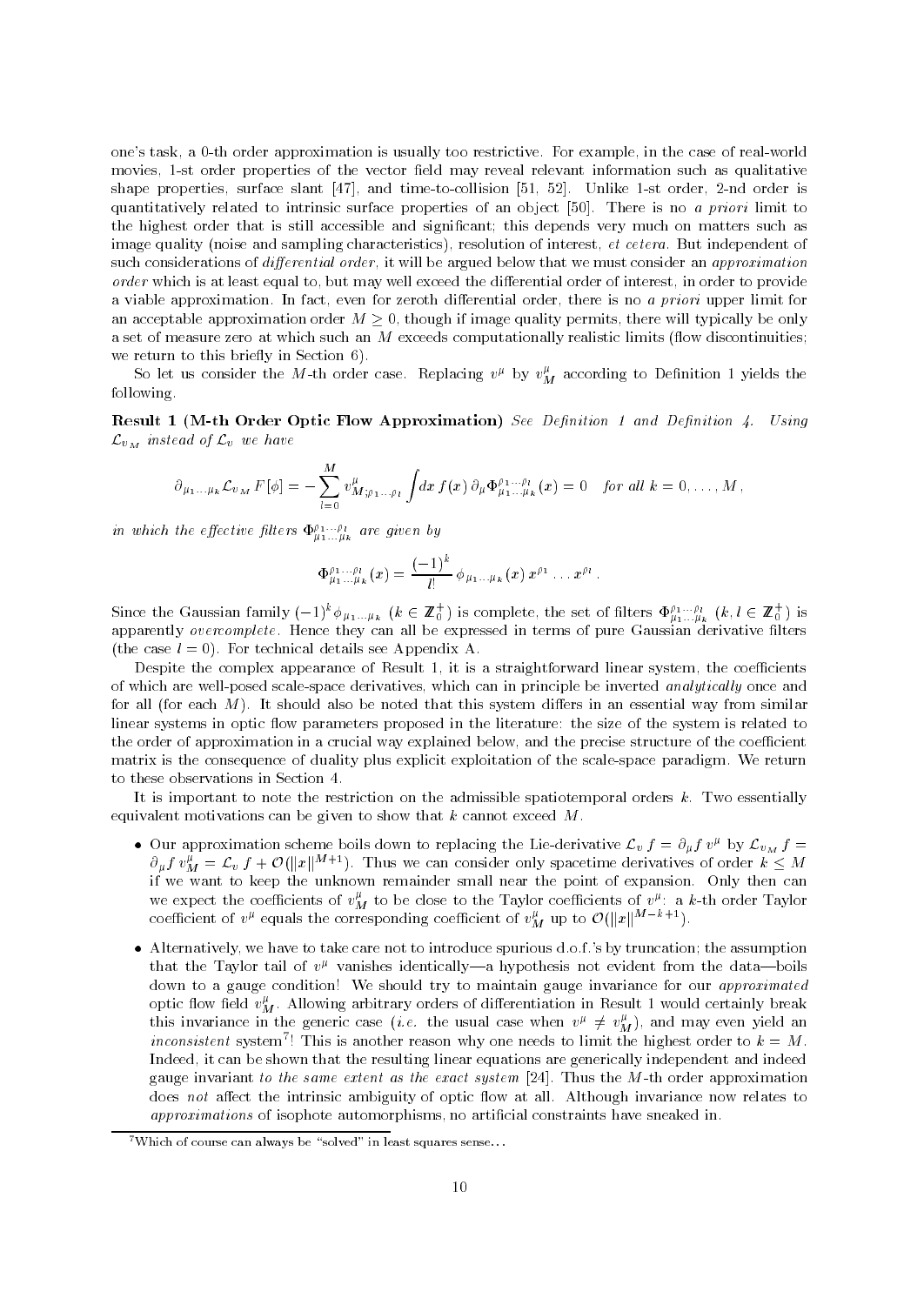one's task, a 0-th order approximation is usually too restrictive. For example, in the case of real-world movies, 1-st order properties of the vector field may reveal relevant information such as qualitative shape properties, surface slant [47], and time-to-collision [51, 52]. Unlike 1-st order, 2-nd order is quantitatively related to intrinsic surface properties of an object [50]. There is no *a priori* limit to the highest order that is still accessible and significant; this depends very much on matters such as image quality (noise and sampling characteristics), resolution of interest, *et cetera*. But independent of such considerations of *differential order*, it will be argued below that we must consider an *approximation order* which is at least equal to, but may well exceed the differential order of interest, in order to provide a viable approximation. In fact, even for zeroth differential order, there is no *a priori* upper limit for an acceptable approximation order $M \geq 0$, though if image quality permits, there will typically be only a set of measure zero at which such an $M$ exceeds computationally realistic limits (flow discontinuities; we return to this briefly in Section 6).

So let us consider the $M$-th order case. Replacing $v^\mu$ by $v^\mu_M$ according to Definition 1 yields the following.

**Result 1 (M-th Order Optic Flow Approximation)** *See Definition 1 and Definition 4. Using* $\mathcal{L}_{v_M}$ *instead of* $\mathcal{L}_v$ *we have*

$$\partial_{\mu_1 \ldots \mu_k} \mathcal{L}_{v_M} F[\phi] = -\sum_{l=0}^{M} v^\mu_{M;\rho_1 \ldots \rho_l} \int dx\, f(x)\, \partial_\mu \Phi^{\rho_1 \ldots \rho_l}_{\mu_1 \ldots \mu_k}(x) = 0 \quad \textit{for all } k = 0, \ldots, M\,,$$

*in which the effective filters* $\Phi^{\rho_1 \ldots \rho_l}_{\mu_1 \ldots \mu_k}$ *are given by*

$$\Phi^{\rho_1 \ldots \rho_l}_{\mu_1 \ldots \mu_k}(x) = \frac{(-1)^k}{l!}\, \phi_{\mu_1 \ldots \mu_k}(x)\, x^{\rho_1} \ldots x^{\rho_l}\,.$$

Since the Gaussian family $(-1)^k \phi_{\mu_1 \ldots \mu_k}$ ($k \in \mathbb{Z}^+_0$) is complete, the set of filters $\Phi^{\rho_1 \ldots \rho_l}_{\mu_1 \ldots \mu_k}$ ($k, l \in \mathbb{Z}^+_0$) is apparently *overcomplete*. Hence they can all be expressed in terms of pure Gaussian derivative filters (the case $l = 0$). For technical details see Appendix A.

Despite the complex appearance of Result 1, it is a straightforward linear system, the coefficients of which are well-posed scale-space derivatives, which can in principle be inverted *analytically* once and for all (for each $M$). It should also be noted that this system differs in an essential way from similar linear systems in optic flow parameters proposed in the literature: the size of the system is related to the order of approximation in a crucial way explained below, and the precise structure of the coefficient matrix is the consequence of duality plus explicit exploitation of the scale-space paradigm. We return to these observations in Section 4.

It is important to note the restriction on the admissible spatiotemporal orders $k$. Two essentially equivalent motivations can be given to show that $k$ cannot exceed $M$.

- Our approximation scheme boils down to replacing the Lie-derivative $\mathcal{L}_v f = \partial_\mu f\, v^\mu$ by $\mathcal{L}_{v_M} f = \partial_\mu f\, v^\mu_M = \mathcal{L}_v f + \mathcal{O}(\|x\|^{M+1})$. Thus we can consider only spacetime derivatives of order $k \leq M$ if we want to keep the unknown remainder small near the point of expansion. Only then can we expect the coefficients of $v^\mu_M$ to be close to the Taylor coefficients of $v^\mu$: a $k$-th order Taylor coefficient of $v^\mu$ equals the corresponding coefficient of $v^\mu_M$ up to $\mathcal{O}(\|x\|^{M-k+1})$.
- Alternatively, we have to take care not to introduce spurious d.o.f.'s by truncation; the assumption that the Taylor tail of $v^\mu$ vanishes identically—a hypothesis not evident from the data—boils down to a gauge condition! We should try to maintain gauge invariance for our *approximated* optic flow field $v^\mu_M$. Allowing arbitrary orders of differentiation in Result 1 would certainly break this invariance in the generic case (*i.e.* the usual case when $v^\mu \neq v^\mu_M$), and may even yield an *inconsistent* system[7]! This is another reason why one needs to limit the highest order to $k = M$. Indeed, it can be shown that the resulting linear equations are generically independent and indeed gauge invariant *to the same extent as the exact system* [24]. Thus the $M$-th order approximation does *not* affect the intrinsic ambiguity of optic flow at all. Although invariance now relates to *approximations* of isophote automorphisms, no artificial constraints have sneaked in.

[7] Which of course can always be "solved" in least squares sense...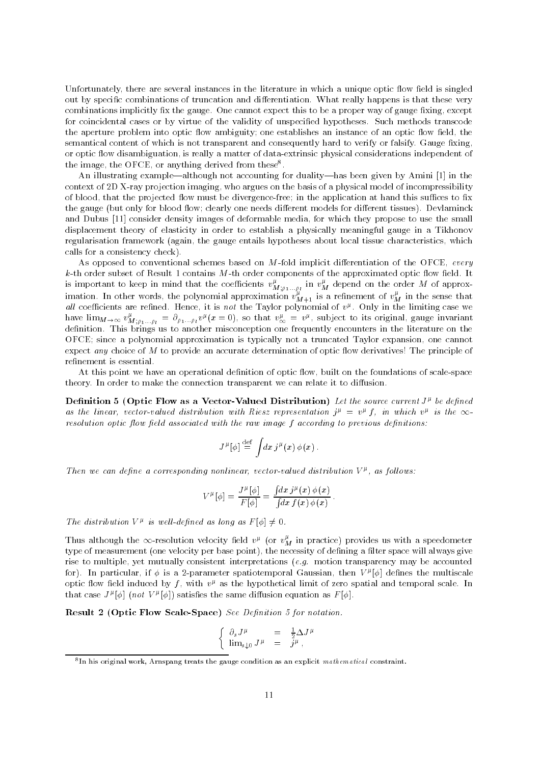Unfortunately, there are several instances in the literature in which a unique optic flow field is singled out by specific combinations of truncation and differentiation. What really happens is that these very combinations implicitly fix the gauge. One cannot expect this to be a proper way of gauge fixing, except for coincidental cases or by virtue of the validity of unspecified hypotheses. Such methods transcode the aperture problem into optic flow ambiguity; one establishes an instance of an optic flow field, the semantical content of which is not transparent and consequently hard to verify or falsify. Gauge fixing, or optic flow disambiguation, is really a matter of data-extrinsic physical considerations independent of the image, the OFCE, or anything derived from these[8].

An illustrating example—although not accounting for duality—has been given by Amini [1] in the context of 2D X-ray projection imaging, who argues on the basis of a physical model of incompressibility of blood, that the projected flow must be divergence-free; in the application at hand this suffices to fix the gauge (but only for blood flow; clearly one needs different models for different tissues). Devlaminck and Dubus [11] consider density images of deformable media, for which they propose to use the small displacement theory of elasticity in order to establish a physically meaningful gauge in a Tikhonov regularisation framework (again, the gauge entails hypotheses about local tissue characteristics, which calls for a consistency check).

As opposed to conventional schemes based on $M$-fold implicit differentiation of the OFCE, *every* $k$-th order subset of Result 1 contains $M$-th order components of the approximated optic flow field. It is important to keep in mind that the coefficients $v^{\mu}_{M;\rho_1\ldots\rho_l}$ in $v^{\mu}_{M}$ depend on the order $M$ of approximation. In other words, the polynomial approximation $v^{\mu}_{M+1}$ is a refinement of $v^{\mu}_{M}$ in the sense that *all* coefficients are refined. Hence, it is *not* the Taylor polynomial of $v^{\mu}$. Only in the limiting case we have $\lim_{M\to\infty} v^{\mu}_{M;\rho_1\ldots\rho_l} = \partial_{\rho_1\ldots\rho_l} v^{\mu}(x=0)$, so that $v^{\mu}_{\infty} = v^{\mu}$, subject to its original, gauge invariant definition. This brings us to another misconception one frequently encounters in the literature on the OFCE; since a polynomial approximation is typically not a truncated Taylor expansion, one cannot expect *any* choice of $M$ to provide an accurate determination of optic flow derivatives! The principle of refinement is essential.

At this point we have an operational definition of optic flow, built on the foundations of scale-space theory. In order to make the connection transparent we can relate it to diffusion.

**Definition 5 (Optic Flow as a Vector-Valued Distribution)** *Let the source current $J^{\mu}$ be defined as the linear, vector-valued distribution with Riesz representation $j^{\mu} = v^{\mu} f$, in which $v^{\mu}$ is the $\infty$-resolution optic flow field associated with the raw image $f$ according to previous definitions:*

$$J^{\mu}[\phi] \stackrel{\text{def}}{=} \int dx \, j^{\mu}(x)\, \phi(x)\,.$$

*Then we can define a corresponding nonlinear, vector-valued distribution $V^{\mu}$, as follows:*

$$V^{\mu}[\phi] = \frac{J^{\mu}[\phi]}{F[\phi]} = \frac{\int dx\, j^{\mu}(x)\, \phi(x)}{\int dx\, f(x)\, \phi(x)}\,.$$

*The distribution $V^{\mu}$ is well-defined as long as $F[\phi] \neq 0$.*

Thus although the $\infty$-resolution velocity field $v^{\mu}$ (or $v^{\mu}_{M}$ in practice) provides us with a speedometer type of measurement (one velocity per base point), the necessity of defining a filter space will always give rise to multiple, yet mutually consistent interpretations (*e.g.* motion transparency may be accounted for). In particular, if $\phi$ is a 2-parameter spatiotemporal Gaussian, then $V^{\mu}[\phi]$ defines the multiscale optic flow field induced by $f$, with $v^{\mu}$ as the hypothetical limit of zero spatial and temporal scale. In that case $J^{\mu}[\phi]$ (*not* $V^{\mu}[\phi]$) satisfies the same diffusion equation as $F[\phi]$.

**Result 2 (Optic Flow Scale-Space)** *See Definition 5 for notation.*

$$\begin{cases} \partial_s J^{\mu} & = & \frac{1}{2}\Delta J^{\mu} \\ \lim_{s\downarrow 0} J^{\mu} & = & j^{\mu}\,, \end{cases}$$

[8] In his original work, Arnspang treats the gauge condition as an explicit *mathematical* constraint.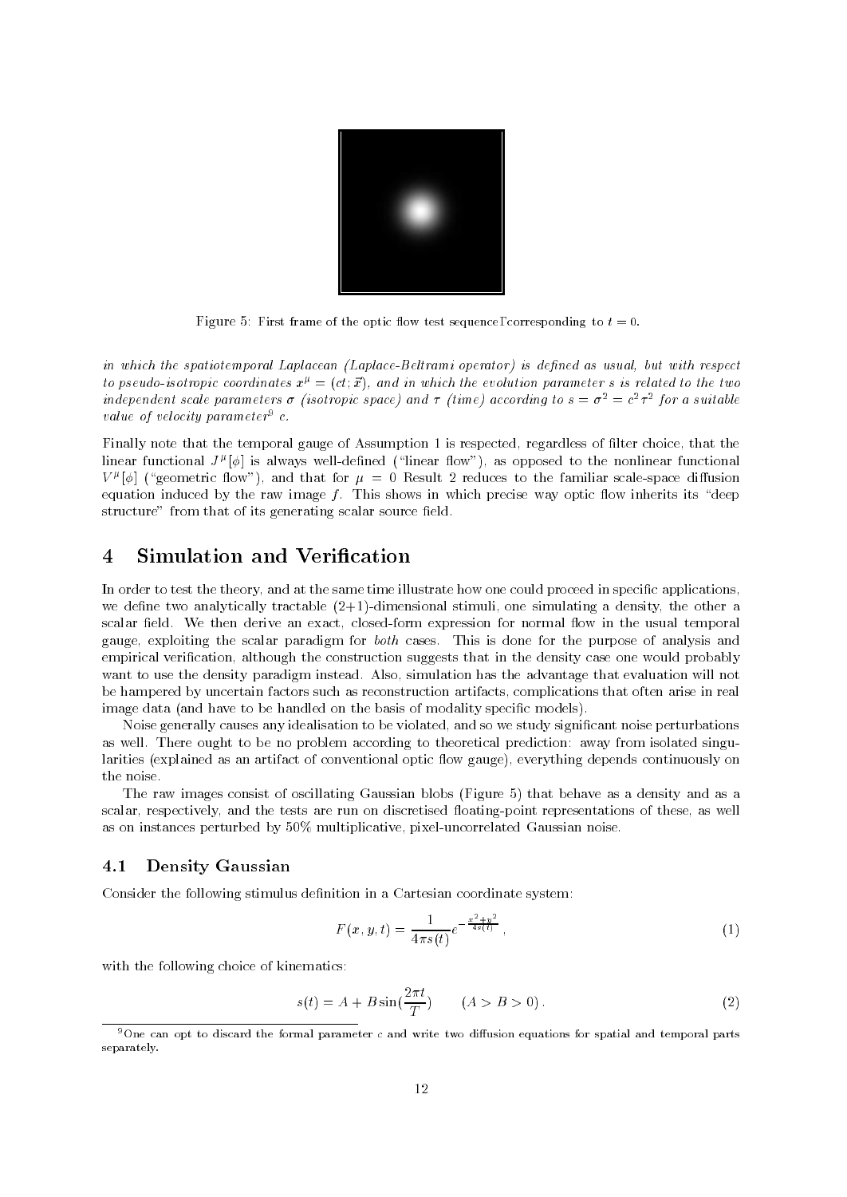Figure 5: First frame of the optic flow test sequence, corresponding to $t = 0$.

*in which the spatiotemporal Laplacean (Laplace-Beltrami operator) is defined as usual, but with respect to pseudo-isotropic coordinates $x^\mu = (ct; \vec{x})$, and in which the evolution parameter $s$ is related to the two independent scale parameters $\sigma$ (isotropic space) and $\tau$ (time) according to $s = \sigma^2 = c^2\tau^2$ for a suitable value of velocity parameter[9] $c$.*

Finally note that the temporal gauge of Assumption 1 is respected, regardless of filter choice, that the linear functional $J^\mu[\phi]$ is always well-defined ("linear flow"), as opposed to the nonlinear functional $V^\mu[\phi]$ ("geometric flow"), and that for $\mu = 0$ Result 2 reduces to the familiar scale-space diffusion equation induced by the raw image $f$. This shows in which precise way optic flow inherits its "deep structure" from that of its generating scalar source field.

# 4 Simulation and Verification

In order to test the theory, and at the same time illustrate how one could proceed in specific applications, we define two analytically tractable (2+1)-dimensional stimuli, one simulating a density, the other a scalar field. We then derive an exact, closed-form expression for normal flow in the usual temporal gauge, exploiting the scalar paradigm for *both* cases. This is done for the purpose of analysis and empirical verification, although the construction suggests that in the density case one would probably want to use the density paradigm instead. Also, simulation has the advantage that evaluation will not be hampered by uncertain factors such as reconstruction artifacts, complications that often arise in real image data (and have to be handled on the basis of modality specific models).

Noise generally causes any idealisation to be violated, and so we study significant noise perturbations as well. There ought to be no problem according to theoretical prediction: away from isolated singularities (explained as an artifact of conventional optic flow gauge), everything depends continuously on the noise.

The raw images consist of oscillating Gaussian blobs (Figure 5) that behave as a density and as a scalar, respectively, and the tests are run on discretised floating-point representations of these, as well as on instances perturbed by 50% multiplicative, pixel-uncorrelated Gaussian noise.

## 4.1 Density Gaussian

Consider the following stimulus definition in a Cartesian coordinate system:

$$F(x, y, t) = \frac{1}{4\pi s(t)} e^{-\frac{x^2+y^2}{4s(t)}} , \tag{1}$$

with the following choice of kinematics:

$$s(t) = A + B \sin(\frac{2\pi t}{T}) \qquad (A > B > 0) . \tag{2}$$

[9] One can opt to discard the formal parameter $c$ and write two diffusion equations for spatial and temporal parts separately.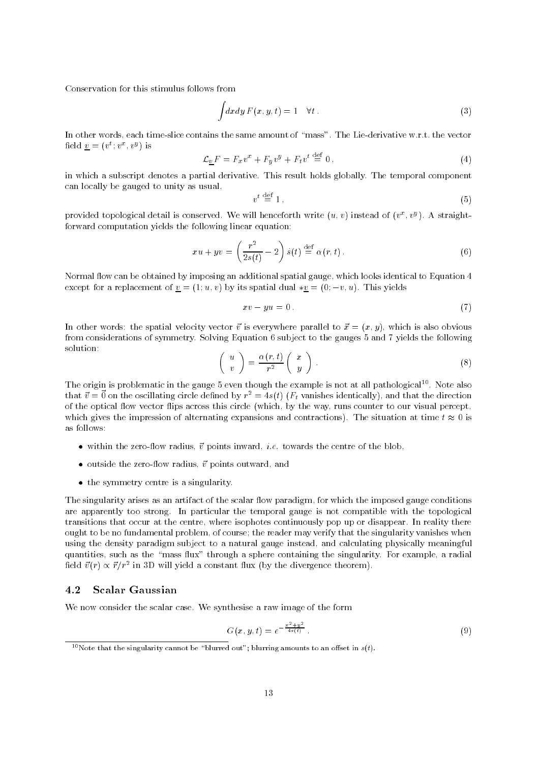Conservation for this stimulus follows from

$$\int dx dy\, F(x, y, t) = 1 \quad \forall t\,. \tag{3}$$

In other words, each time-slice contains the same amount of "mass". The Lie-derivative w.r.t. the vector field $\underline{v} = (v^t; v^x, v^y)$ is

$$\mathcal{L}_{\underline{v}} F = F_x v^x + F_y v^y + F_t v^t \stackrel{\text{def}}{=} 0\,, \tag{4}$$

in which a subscript denotes a partial derivative. This result holds globally. The temporal component can locally be gauged to unity as usual,

$$v^t \stackrel{\text{def}}{=} 1\,, \tag{5}$$

provided topological detail is conserved. We will henceforth write $(u, v)$ instead of $(v^x, v^y)$. A straightforward computation yields the following linear equation:

$$x\, u + yv = \left(\frac{r^2}{2s(t)} - 2\right) \dot{s}(t) \stackrel{\text{def}}{=} \alpha(r, t)\,. \tag{6}$$

Normal flow can be obtained by imposing an additional spatial gauge, which looks identical to Equation 4 except for a replacement of $\underline{v} = (1; u, v)$ by its spatial dual $*\underline{v} = (0; -v, u)$. This yields

$$xv - yu = 0\,. \tag{7}$$

In other words: the spatial velocity vector $\vec{v}$ is everywhere parallel to $\vec{x} = (x, y)$, which is also obvious from considerations of symmetry. Solving Equation 6 subject to the gauges 5 and 7 yields the following solution:

$$\begin{pmatrix} u \\ v \end{pmatrix} = \frac{\alpha(r, t)}{r^2} \begin{pmatrix} x \\ y \end{pmatrix}\,. \tag{8}$$

The origin is problematic in the gauge 5 even though the example is not at all pathological[10]. Note also that $\vec{v} = \vec{0}$ on the oscillating circle defined by $r^2 = 4s(t)$ ($F_t$ vanishes identically), and that the direction of the optical flow vector flips across this circle (which, by the way, runs counter to our visual percept, which gives the impression of alternating expansions and contractions). The situation at time $t \approx 0$ is as follows:

- within the zero-flow radius, $\vec{v}$ points inward, *i.e.* towards the centre of the blob,
- outside the zero-flow radius, $\vec{v}$ points outward, and
- the symmetry centre is a singularity.

The singularity arises as an artifact of the scalar flow paradigm, for which the imposed gauge conditions are apparently too strong. In particular the temporal gauge is not compatible with the topological transitions that occur at the centre, where isophotes continuously pop up or disappear. In reality there ought to be no fundamental problem, of course; the reader may verify that the singularity vanishes when using the density paradigm subject to a natural gauge instead, and calculating physically meaningful quantities, such as the "mass flux" through a sphere containing the singularity. For example, a radial field $\vec{v}(r) \propto \vec{r}/r^2$ in 3D will yield a constant flux (by the divergence theorem).

## 4.2 Scalar Gaussian

We now consider the scalar case. We synthesise a raw image of the form

$$G(x, y, t) = e^{-\frac{x^2+y^2}{4s(t)}}\,. \tag{9}$$

[10] Note that the singularity cannot be "blurred out"; blurring amounts to an offset in $s(t)$.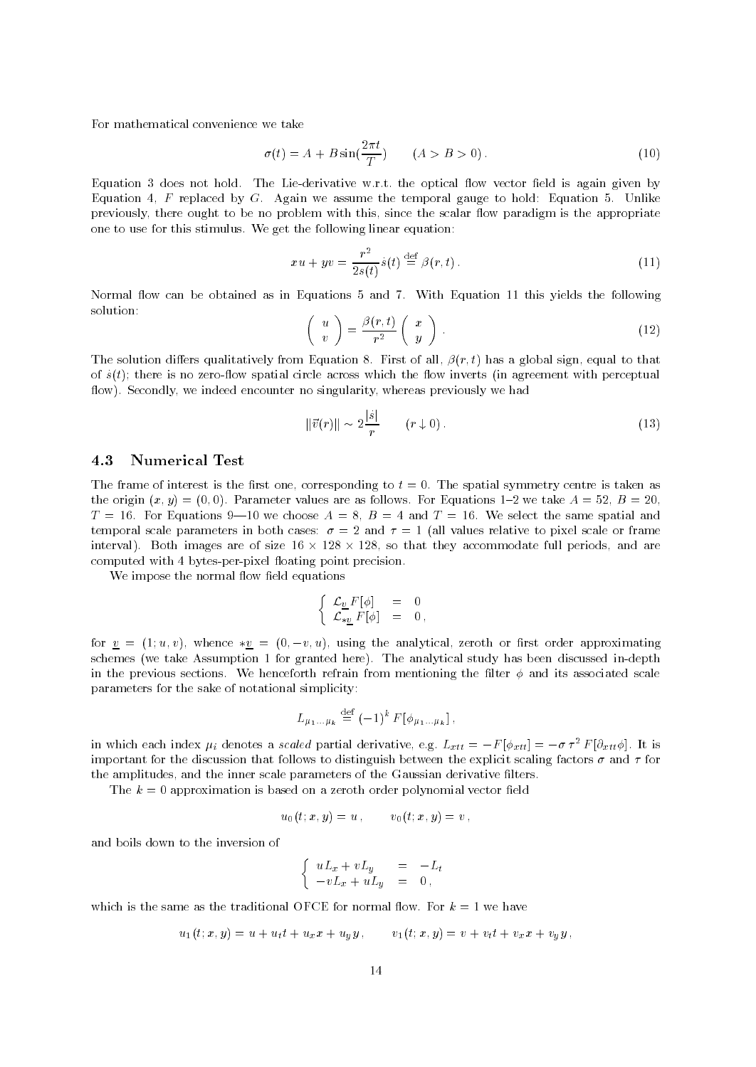For mathematical convenience we take

$$\sigma(t) = A + B\sin(\frac{2\pi t}{T}) \qquad (A > B > 0)\,. \tag{10}$$

Equation 3 does not hold. The Lie-derivative w.r.t. the optical flow vector field is again given by Equation 4, $F$ replaced by $G$. Again we assume the temporal gauge to hold: Equation 5. Unlike previously, there ought to be no problem with this, since the scalar flow paradigm is the appropriate one to use for this stimulus. We get the following linear equation:

$$xu + yv = \frac{r^2}{2s(t)}\dot{s}(t) \stackrel{\text{def}}{=} \beta(r,t)\,. \tag{11}$$

Normal flow can be obtained as in Equations 5 and 7. With Equation 11 this yields the following solution:

$$\begin{pmatrix} u \\ v \end{pmatrix} = \frac{\beta(r,t)}{r^2}\begin{pmatrix} x \\ y \end{pmatrix}\,. \tag{12}$$

The solution differs qualitatively from Equation 8. First of all, $\beta(r,t)$ has a global sign, equal to that of $\dot{s}(t)$; there is no zero-flow spatial circle across which the flow inverts (in agreement with perceptual flow). Secondly, we indeed encounter no singularity, whereas previously we had

$$\|\vec{v}(r)\| \sim 2\frac{|\dot{s}|}{r} \qquad (r \downarrow 0)\,. \tag{13}$$

### 4.3 Numerical Test

The frame of interest is the first one, corresponding to $t = 0$. The spatial symmetry centre is taken as the origin $(x,y) = (0,0)$. Parameter values are as follows. For Equations 1–2 we take $A = 52$, $B = 20$, $T = 16$. For Equations 9—10 we choose $A = 8$, $B = 4$ and $T = 16$. We select the same spatial and temporal scale parameters in both cases: $\sigma = 2$ and $\tau = 1$ (all values relative to pixel scale or frame interval). Both images are of size $16 \times 128 \times 128$, so that they accommodate full periods, and are computed with 4 bytes-per-pixel floating point precision.

We impose the normal flow field equations

$$\begin{cases} \mathcal{L}_{\underline{v}}\, F[\phi] &= 0 \\ \mathcal{L}_{*\underline{v}}\, F[\phi] &= 0\,, \end{cases}$$

for $\underline{v} = (1; u, v)$, whence $*\underline{v} = (0, -v, u)$, using the analytical, zeroth or first order approximating schemes (we take Assumption 1 for granted here). The analytical study has been discussed in-depth in the previous sections. We henceforth refrain from mentioning the filter $\phi$ and its associated scale parameters for the sake of notational simplicity:

$$L_{\mu_1 \ldots \mu_k} \stackrel{\text{def}}{=} (-1)^k\, F[\phi_{\mu_1 \ldots \mu_k}]\,,$$

in which each index $\mu_i$ denotes a *scaled* partial derivative, e.g. $L_{xtt} = -F[\phi_{xtt}] = -\sigma\,\tau^2\,F[\partial_{xtt}\phi]$. It is important for the discussion that follows to distinguish between the explicit scaling factors $\sigma$ and $\tau$ for the amplitudes, and the inner scale parameters of the Gaussian derivative filters.

The $k = 0$ approximation is based on a zeroth order polynomial vector field

$$u_0(t; x, y) = u\,, \qquad v_0(t; x, y) = v\,,$$

and boils down to the inversion of

$$\begin{cases} uL_x + vL_y &= -L_t \\ -vL_x + uL_y &= 0\,, \end{cases}$$

which is the same as the traditional OFCE for normal flow. For $k = 1$ we have

$$u_1(t; x, y) = u + u_t t + u_x x + u_y y\,, \qquad v_1(t; x, y) = v + v_t t + v_x x + v_y y\,,$$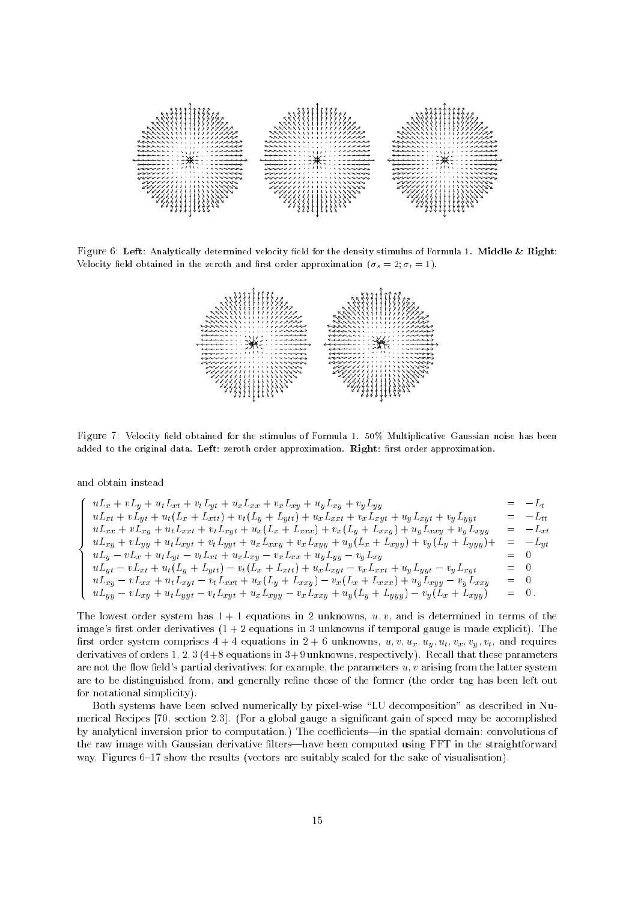Figure 6: **Left**: Analytically determined velocity field for the density stimulus of Formula 1. **Middle & Right**: Velocity field obtained in the zeroth and first order approximation ($\sigma_s = 2; \sigma_t = 1$).

Figure 7: Velocity field obtained for the stimulus of Formula 1. 50% Multiplicative Gaussian noise has been added to the original data. **Left**: zeroth order approximation. **Right**: first order approximation.

and obtain instead

$$
\left\{
\begin{array}{lcl}
uL_x + vL_y + u_tL_{xt} + v_tL_{yt} + u_xL_{xx} + v_xL_{xy} + u_yL_{xy} + v_yL_{yy} & = & -L_t \\
uL_{xt} + vL_{yt} + u_t(L_x + L_{xtt}) + v_t(L_y + L_{ytt}) + u_xL_{xxt} + v_xL_{xyt} + u_yL_{xyt} + v_yL_{yyt} & = & -L_{tt} \\
uL_{xx} + vL_{xy} + u_tL_{xxt} + v_tL_{xyt} + u_x(L_x + L_{xxx}) + v_x(L_y + L_{xxy}) + u_yL_{xxy} + v_yL_{xyy} & = & -L_{xt} \\
uL_{xy} + vL_{yy} + u_tL_{xyt} + v_tL_{yyt} + u_xL_{xxy} + v_xL_{xyy} + u_y(L_x + L_{xyy}) + v_y(L_y + L_{yyy}) + & = & -L_{yt} \\
uL_y - vL_x + u_tL_{yt} - v_tL_{xt} + u_xL_{xy} - v_xL_{xx} + u_yL_{yy} - v_yL_{xy} & = & 0 \\
uL_{yt} - vL_{xt} + u_t(L_y + L_{ytt}) - v_t(L_x + L_{xtt}) + u_xL_{xyt} - v_xL_{xxt} + u_yL_{yyt} - v_yL_{xyt} & = & 0 \\
uL_{xy} - vL_{xx} + u_tL_{xyt} - v_tL_{xxt} + u_x(L_y + L_{xxy}) - v_x(L_x + L_{xxx}) + u_yL_{xyy} - v_yL_{xxy} & = & 0 \\
uL_{yy} - vL_{xy} + u_tL_{yyt} - v_tL_{xyt} + u_xL_{xyy} - v_xL_{xxy} + u_y(L_y + L_{yyy}) - v_y(L_x + L_{xyy}) & = & 0\,.
\end{array}
\right.
$$

The lowest order system has $1 + 1$ equations in 2 unknowns, $u, v$, and is determined in terms of the image's first order derivatives ($1 + 2$ equations in 3 unknowns if temporal gauge is made explicit). The first order system comprises $4 + 4$ equations in $2 + 6$ unknowns, $u, v, u_x, u_y, u_t, v_x, v_y, v_t$, and requires derivatives of orders 1, 2, 3 ($4+8$ equations in $3+9$ unknowns, respectively). Recall that these parameters are not the flow field's partial derivatives; for example, the parameters $u, v$ arising from the latter system are to be distinguished from, and generally refine those of the former (the order tag has been left out for notational simplicity).

Both systems have been solved numerically by pixel-wise "LU decomposition" as described in Numerical Recipes [70, section 2.3]. (For a global gauge a significant gain of speed may be accomplished by analytical inversion prior to computation.) The coefficients—in the spatial domain: convolutions of the raw image with Gaussian derivative filters—have been computed using FFT in the straightforward way. Figures 6–17 show the results (vectors are suitably scaled for the sake of visualisation).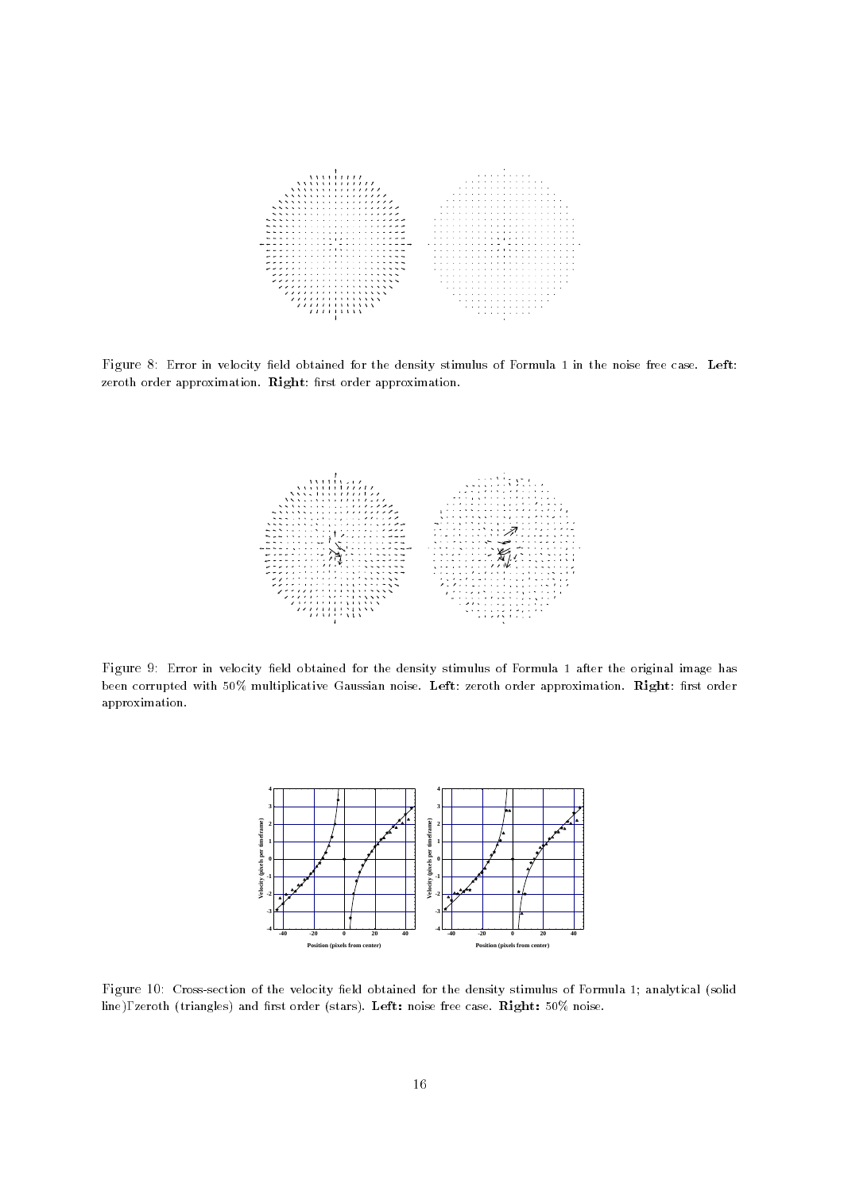Figure 8: Error in velocity field obtained for the density stimulus of Formula 1 in the noise free case. **Left**: zeroth order approximation. **Right**: first order approximation.

Figure 9: Error in velocity field obtained for the density stimulus of Formula 1 after the original image has been corrupted with 50% multiplicative Gaussian noise. **Left**: zeroth order approximation. **Right**: first order approximation.

Figure 10: Cross-section of the velocity field obtained for the density stimulus of Formula 1; analytical (solid line), zeroth (triangles) and first order (stars). **Left:** noise free case. **Right:** 50% noise.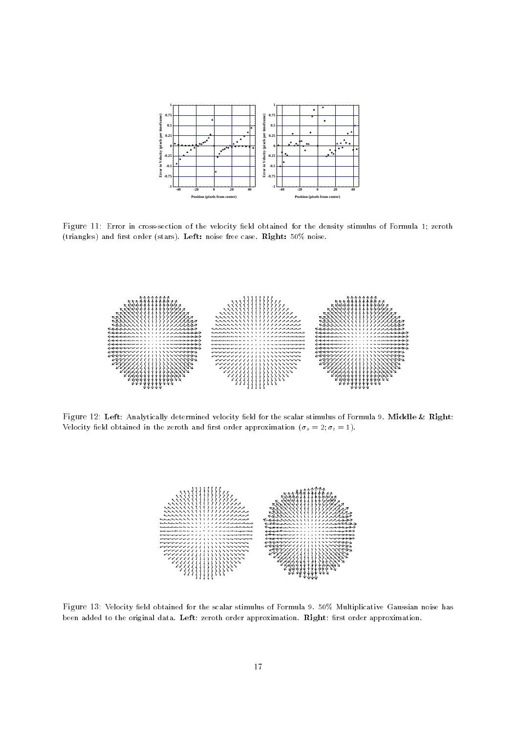Figure 11: Error in cross-section of the velocity field obtained for the density stimulus of Formula 1; zeroth (triangles) and first order (stars). **Left:** noise free case. **Right:** 50% noise.

Figure 12: **Left**: Analytically determined velocity field for the scalar stimulus of Formula 9. **Middle & Right**: Velocity field obtained in the zeroth and first order approximation ($\sigma_s = 2; \sigma_t = 1$).

Figure 13: Velocity field obtained for the scalar stimulus of Formula 9. 50% Multiplicative Gaussian noise has been added to the original data. **Left**: zeroth order approximation. **Right**: first order approximation.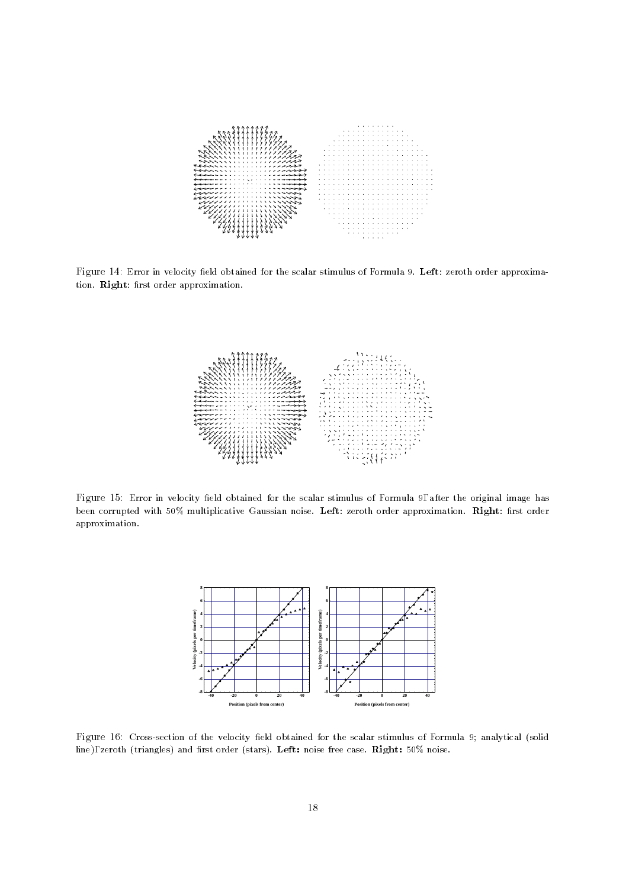Figure 14: Error in velocity field obtained for the scalar stimulus of Formula 9. **Left**: zeroth order approximation. **Right**: first order approximation.

Figure 15: Error in velocity field obtained for the scalar stimulus of Formula 9Γafter the original image has been corrupted with 50% multiplicative Gaussian noise. **Left**: zeroth order approximation. **Right**: first order approximation.

Figure 16: Cross-section of the velocity field obtained for the scalar stimulus of Formula 9; analytical (solid line)Γzeroth (triangles) and first order (stars). **Left:** noise free case. **Right:** 50% noise.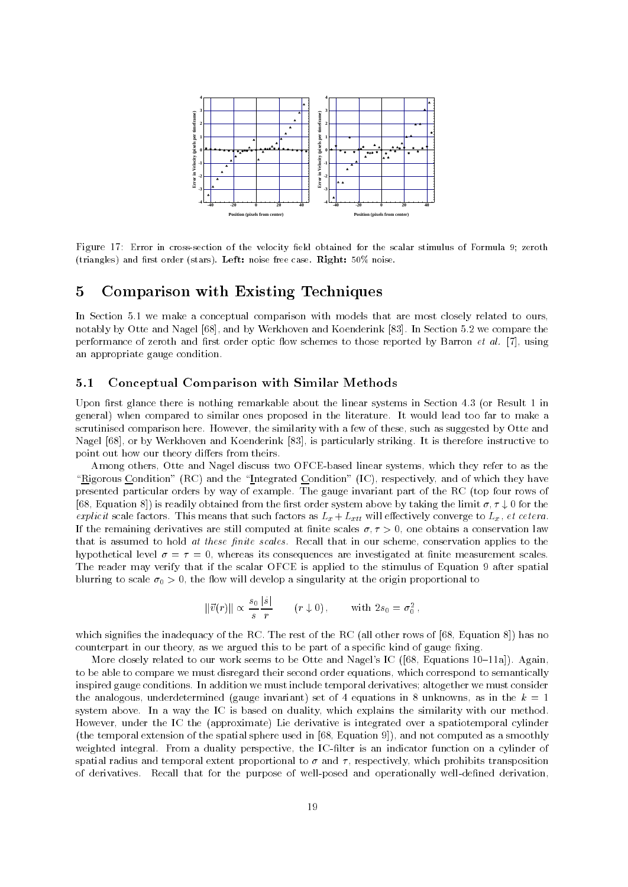Figure 17: Error in cross-section of the velocity field obtained for the scalar stimulus of Formula 9; zeroth (triangles) and first order (stars). **Left:** noise free case. **Right:** 50% noise.

## 5 Comparison with Existing Techniques

In Section 5.1 we make a conceptual comparison with models that are most closely related to ours, notably by Otte and Nagel [68], and by Werkhoven and Koenderink [83]. In Section 5.2 we compare the performance of zeroth and first order optic flow schemes to those reported by Barron *et al.* [7], using an appropriate gauge condition.

### 5.1 Conceptual Comparison with Similar Methods

Upon first glance there is nothing remarkable about the linear systems in Section 4.3 (or Result 1 in general) when compared to similar ones proposed in the literature. It would lead too far to make a scrutinised comparison here. However, the similarity with a few of these, such as suggested by Otte and Nagel [68], or by Werkhoven and Koenderink [83], is particularly striking. It is therefore instructive to point out how our theory differs from theirs.

Among others, Otte and Nagel discuss two OFCE-based linear systems, which they refer to as the "Rigorous Condition" (RC) and the "Integrated Condition" (IC), respectively, and of which they have presented particular orders by way of example. The gauge invariant part of the RC (top four rows of [68, Equation 8]) is readily obtained from the first order system above by taking the limit $\sigma, \tau \downarrow 0$ for the *explicit* scale factors. This means that such factors as $L_x + L_{xtt}$ will effectively converge to $L_x$, *et cetera.* If the remaining derivatives are still computed at finite scales $\sigma, \tau > 0$, one obtains a conservation law that is assumed to hold *at these finite scales.* Recall that in our scheme, conservation applies to the hypothetical level $\sigma = \tau = 0$, whereas its consequences are investigated at finite measurement scales. The reader may verify that if the scalar OFCE is applied to the stimulus of Equation 9 after spatial blurring to scale $\sigma_0 > 0$, the flow will develop a singularity at the origin proportional to

$$\|\vec{v}(r)\| \propto \frac{s_0}{s}\frac{|\dot{s}|}{r} \qquad (r \downarrow 0), \qquad \text{with } 2s_0 = \sigma_0^2\,,$$

which signifies the inadequacy of the RC. The rest of the RC (all other rows of [68, Equation 8]) has no counterpart in our theory, as we argued this to be part of a specific kind of gauge fixing.

More closely related to our work seems to be Otte and Nagel's IC ([68, Equations 10–11a]). Again, to be able to compare we must disregard their second order equations, which correspond to semantically inspired gauge conditions. In addition we must include temporal derivatives; altogether we must consider the analogous, underdetermined (gauge invariant) set of 4 equations in 8 unknowns, as in the $k = 1$ system above. In a way the IC is based on duality, which explains the similarity with our method. However, under the IC the (approximate) Lie derivative is integrated over a spatiotemporal cylinder (the temporal extension of the spatial sphere used in [68, Equation 9]), and not computed as a smoothly weighted integral. From a duality perspective, the IC-filter is an indicator function on a cylinder of spatial radius and temporal extent proportional to $\sigma$ and $\tau$, respectively, which prohibits transposition of derivatives. Recall that for the purpose of well-posed and operationally well-defined derivation,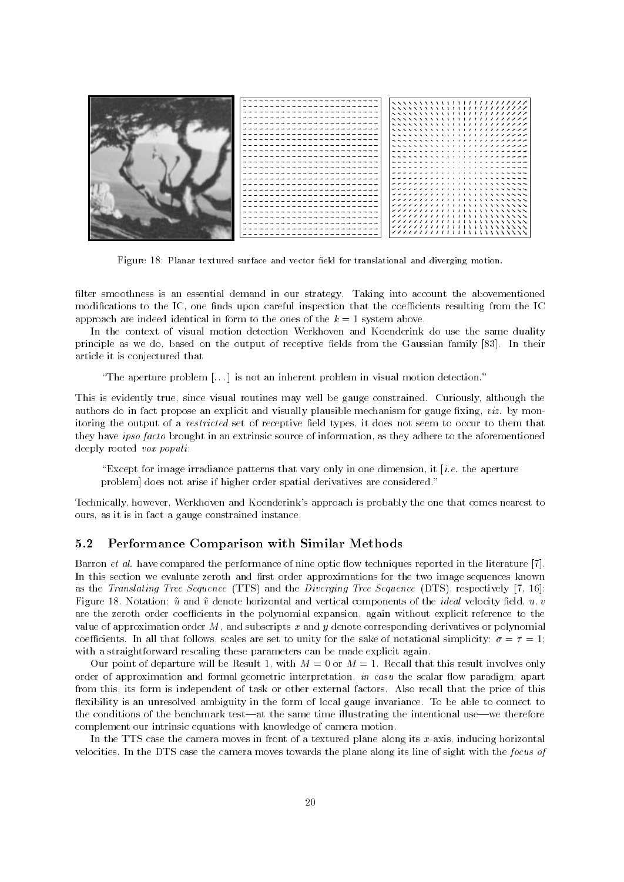Figure 18: Planar textured surface and vector field for translational and diverging motion.

filter smoothness is an essential demand in our strategy. Taking into account the abovementioned modifications to the IC, one finds upon careful inspection that the coefficients resulting from the IC approach are indeed identical in form to the ones of the $k = 1$ system above.

In the context of visual motion detection Werkhoven and Koenderink do use the same duality principle as we do, based on the output of receptive fields from the Gaussian family [83]. In their article it is conjectured that

> "The aperture problem [...] is not an inherent problem in visual motion detection."

This is evidently true, since visual routines may well be gauge constrained. Curiously, although the authors do in fact propose an explicit and visually plausible mechanism for gauge fixing, *viz.* by monitoring the output of a *restricted* set of receptive field types, it does not seem to occur to them that they have *ipso facto* brought in an extrinsic source of information, as they adhere to the aforementioned deeply rooted *vox populi*:

> "Except for image irradiance patterns that vary only in one dimension, it [*i.e.* the aperture problem] does not arise if higher order spatial derivatives are considered."

Technically, however, Werkhoven and Koenderink's approach is probably the one that comes nearest to ours, as it is in fact a gauge constrained instance.

## 5.2 Performance Comparison with Similar Methods

Barron *et al.* have compared the performance of nine optic flow techniques reported in the literature [7]. In this section we evaluate zeroth and first order approximations for the two image sequences known as the *Translating Tree Sequence* (TTS) and the *Diverging Tree Sequence* (DTS), respectively [7, 16]: Figure 18. Notation: $\tilde{u}$ and $\tilde{v}$ denote horizontal and vertical components of the *ideal* velocity field, $u, v$ are the zeroth order coefficients in the polynomial expansion, again without explicit reference to the value of approximation order $M$, and subscripts $x$ and $y$ denote corresponding derivatives or polynomial coefficients. In all that follows, scales are set to unity for the sake of notational simplicity: $\sigma = \tau = 1$; with a straightforward rescaling these parameters can be made explicit again.

Our point of departure will be Result 1, with $M = 0$ or $M = 1$. Recall that this result involves only order of approximation and formal geometric interpretation, *in casu* the scalar flow paradigm; apart from this, its form is independent of task or other external factors. Also recall that the price of this flexibility is an unresolved ambiguity in the form of local gauge invariance. To be able to connect to the conditions of the benchmark test—at the same time illustrating the intentional use—we therefore complement our intrinsic equations with knowledge of camera motion.

In the TTS case the camera moves in front of a textured plane along its $x$-axis, inducing horizontal velocities. In the DTS case the camera moves towards the plane along its line of sight with the *focus of*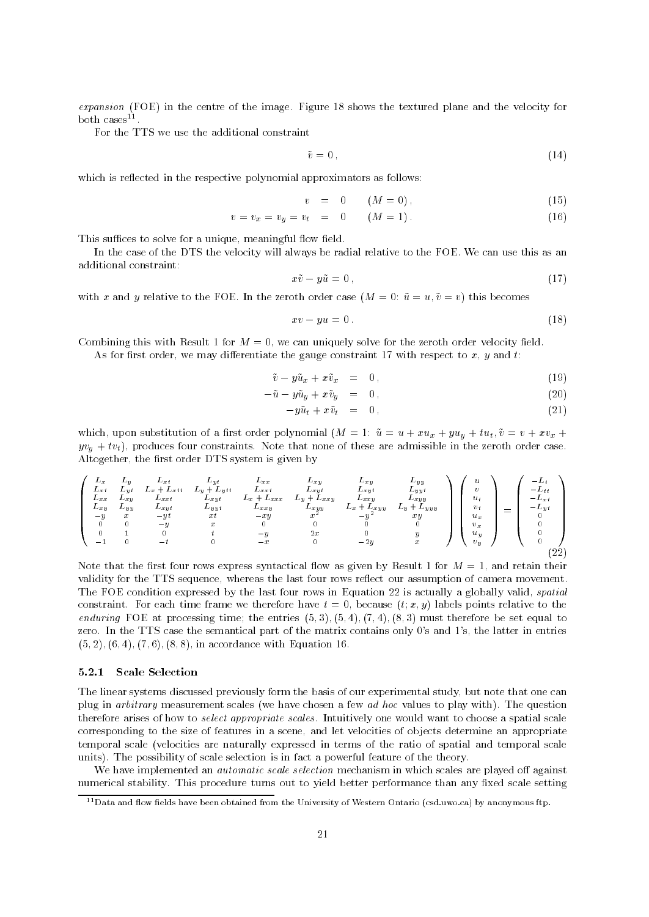*expansion* (FOE) in the centre of the image. Figure 18 shows the textured plane and the velocity for both cases[11].

For the TTS we use the additional constraint

$$\tilde{v} = 0\,, \tag{14}$$

which is reflected in the respective polynomial approximators as follows:

$$v \;=\; 0 \qquad (M=0)\,, \tag{15}$$

$$v = v_x = v_y = v_t \;=\; 0 \qquad (M=1)\,. \tag{16}$$

This suffices to solve for a unique, meaningful flow field.

In the case of the DTS the velocity will always be radial relative to the FOE. We can use this as an additional constraint:

$$x\tilde{v} - y\tilde{u} = 0\,, \tag{17}$$

with $x$ and $y$ relative to the FOE. In the zeroth order case ($M=0$: $\tilde{u}=u$, $\tilde{v}=v$) this becomes

$$xv - yu = 0\,. \tag{18}$$

Combining this with Result 1 for $M=0$, we can uniquely solve for the zeroth order velocity field.

As for first order, we may differentiate the gauge constraint 17 with respect to $x$, $y$ and $t$:

$$\tilde{v} - y\tilde{u}_x + x\tilde{v}_x \;=\; 0\,, \tag{19}$$

$$-\tilde{u} - y\tilde{u}_y + x\tilde{v}_y \;=\; 0\,, \tag{20}$$

$$-y\tilde{u}_t + x\tilde{v}_t \;=\; 0\,, \tag{21}$$

which, upon substitution of a first order polynomial ($M=1$: $\tilde{u} = u + xu_x + yu_y + tu_t$, $\tilde{v} = v + xv_x + yv_y + tv_t$), produces four constraints. Note that none of these are admissible in the zeroth order case. Altogether, the first order DTS system is given by

$$\begin{pmatrix}
L_x & L_y & L_{xt} & L_{yt} & L_{xx} & L_{xy} & L_{xy} & L_{yy} \\
L_{xt} & L_{yt} & L_x + L_{xtt} & L_y + L_{ytt} & L_{xxt} & L_{xyt} & L_{xyt} & L_{yyt} \\
L_{xx} & L_{xy} & L_{xxt} & L_{xyt} & L_x + L_{xxx} & L_y + L_{xxy} & L_{xxy} & L_{xyy} \\
L_{xy} & L_{yy} & L_{xyt} & L_{yyt} & L_{xxy} & L_{xyy} & L_x + L_{xyy} & L_y + L_{yyy} \\
-y & x & -yt & xt & -xy & x^2 & -y^2 & xy \\
0 & 0 & -y & x & 0 & 0 & 0 & 0 \\
0 & 1 & 0 & t & -y & 2x & 0 & y \\
-1 & 0 & -t & 0 & -x & 0 & -2y & x
\end{pmatrix}
\begin{pmatrix} u \\ v \\ u_t \\ v_t \\ u_x \\ u_y \\ v_x \\ v_y \end{pmatrix}
=
\begin{pmatrix} -L_t \\ -L_{tt} \\ -L_{xt} \\ -L_{yt} \\ 0 \\ 0 \\ 0 \\ 0 \end{pmatrix}
\tag{22}$$

Note that the first four rows express syntactical flow as given by Result 1 for $M=1$, and retain their validity for the TTS sequence, whereas the last four rows reflect our assumption of camera movement. The FOE condition expressed by the last four rows in Equation 22 is actually a globally valid, *spatial* constraint. For each time frame we therefore have $t=0$, because $(t;x,y)$ labels points relative to the *enduring* FOE at processing time; the entries $(5,3)$, $(5,4)$, $(7,4)$, $(8,3)$ must therefore be set equal to zero. In the TTS case the semantical part of the matrix contains only 0's and 1's, the latter in entries $(5,2)$, $(6,4)$, $(7,6)$, $(8,8)$, in accordance with Equation 16.

#### 5.2.1 Scale Selection

The linear systems discussed previously form the basis of our experimental study, but note that one can plug in *arbitrary* measurement scales (we have chosen a few *ad hoc* values to play with). The question therefore arises of how to *select appropriate scales*. Intuitively one would want to choose a spatial scale corresponding to the size of features in a scene, and let velocities of objects determine an appropriate temporal scale (velocities are naturally expressed in terms of the ratio of spatial and temporal scale units). The possibility of scale selection is in fact a powerful feature of the theory.

We have implemented an *automatic scale selection* mechanism in which scales are played off against numerical stability. This procedure turns out to yield better performance than any fixed scale setting

[11] Data and flow fields have been obtained from the University of Western Ontario (csd.uwo.ca) by anonymous ftp.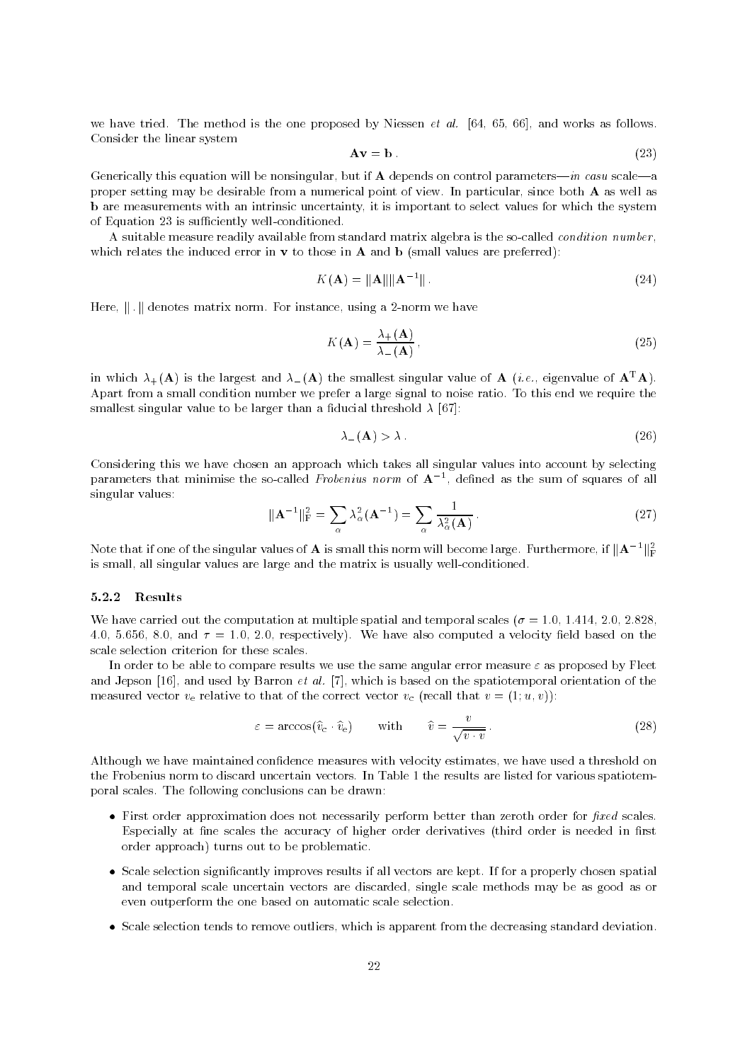we have tried. The method is the one proposed by Niessen *et al.* [64, 65, 66], and works as follows. Consider the linear system

$$\mathbf{A}\mathbf{v} = \mathbf{b}\,. \tag{23}$$

Generically this equation will be nonsingular, but if $\mathbf{A}$ depends on control parameters—*in casu* scale—a proper setting may be desirable from a numerical point of view. In particular, since both $\mathbf{A}$ as well as $\mathbf{b}$ are measurements with an intrinsic uncertainty, it is important to select values for which the system of Equation 23 is sufficiently well-conditioned.

A suitable measure readily available from standard matrix algebra is the so-called *condition number*, which relates the induced error in $\mathbf{v}$ to those in $\mathbf{A}$ and $\mathbf{b}$ (small values are preferred):

$$K(\mathbf{A}) = \|\mathbf{A}\|\|\mathbf{A}^{-1}\|\,. \tag{24}$$

Here, $\|\,.\,\|$ denotes matrix norm. For instance, using a 2-norm we have

$$K(\mathbf{A}) = \frac{\lambda_+(\mathbf{A})}{\lambda_-(\mathbf{A})}\,, \tag{25}$$

in which $\lambda_+(\mathbf{A})$ is the largest and $\lambda_-(\mathbf{A})$ the smallest singular value of $\mathbf{A}$ (*i.e.*, eigenvalue of $\mathbf{A}^{\mathrm{T}}\mathbf{A}$). Apart from a small condition number we prefer a large signal to noise ratio. To this end we require the smallest singular value to be larger than a fiducial threshold $\lambda$ [67]:

$$\lambda_-(\mathbf{A}) > \lambda\,. \tag{26}$$

Considering this we have chosen an approach which takes all singular values into account by selecting parameters that minimise the so-called *Frobenius norm* of $\mathbf{A}^{-1}$, defined as the sum of squares of all singular values:

$$\|\mathbf{A}^{-1}\|_{\mathrm{F}}^2 = \sum_\alpha \lambda_\alpha^2(\mathbf{A}^{-1}) = \sum_\alpha \frac{1}{\lambda_\alpha^2(\mathbf{A})}\,. \tag{27}$$

Note that if one of the singular values of $\mathbf{A}$ is small this norm will become large. Furthermore, if $\|\mathbf{A}^{-1}\|_{\mathrm{F}}^2$ is small, all singular values are large and the matrix is usually well-conditioned.

### 5.2.2 Results

We have carried out the computation at multiple spatial and temporal scales ($\sigma = 1.0$, $1.414$, $2.0$, $2.828$, $4.0$, $5.656$, $8.0$, and $\tau = 1.0$, $2.0$, respectively). We have also computed a velocity field based on the scale selection criterion for these scales.

In order to be able to compare results we use the same angular error measure $\varepsilon$ as proposed by Fleet and Jepson [16], and used by Barron *et al.* [7], which is based on the spatiotemporal orientation of the measured vector $v_e$ relative to that of the correct vector $v_c$ (recall that $v = (1; u, v)$):

$$\varepsilon = \arccos(\hat{v}_c \cdot \hat{v}_e) \qquad \text{with} \qquad \hat{v} = \frac{v}{\sqrt{v \cdot v}}\,. \tag{28}$$

Although we have maintained confidence measures with velocity estimates, we have used a threshold on the Frobenius norm to discard uncertain vectors. In Table 1 the results are listed for various spatiotemporal scales. The following conclusions can be drawn:

- First order approximation does not necessarily perform better than zeroth order for *fixed* scales. Especially at fine scales the accuracy of higher order derivatives (third order is needed in first order approach) turns out to be problematic.
- Scale selection significantly improves results if all vectors are kept. If for a properly chosen spatial and temporal scale uncertain vectors are discarded, single scale methods may be as good as or even outperform the one based on automatic scale selection.
- Scale selection tends to remove outliers, which is apparent from the decreasing standard deviation.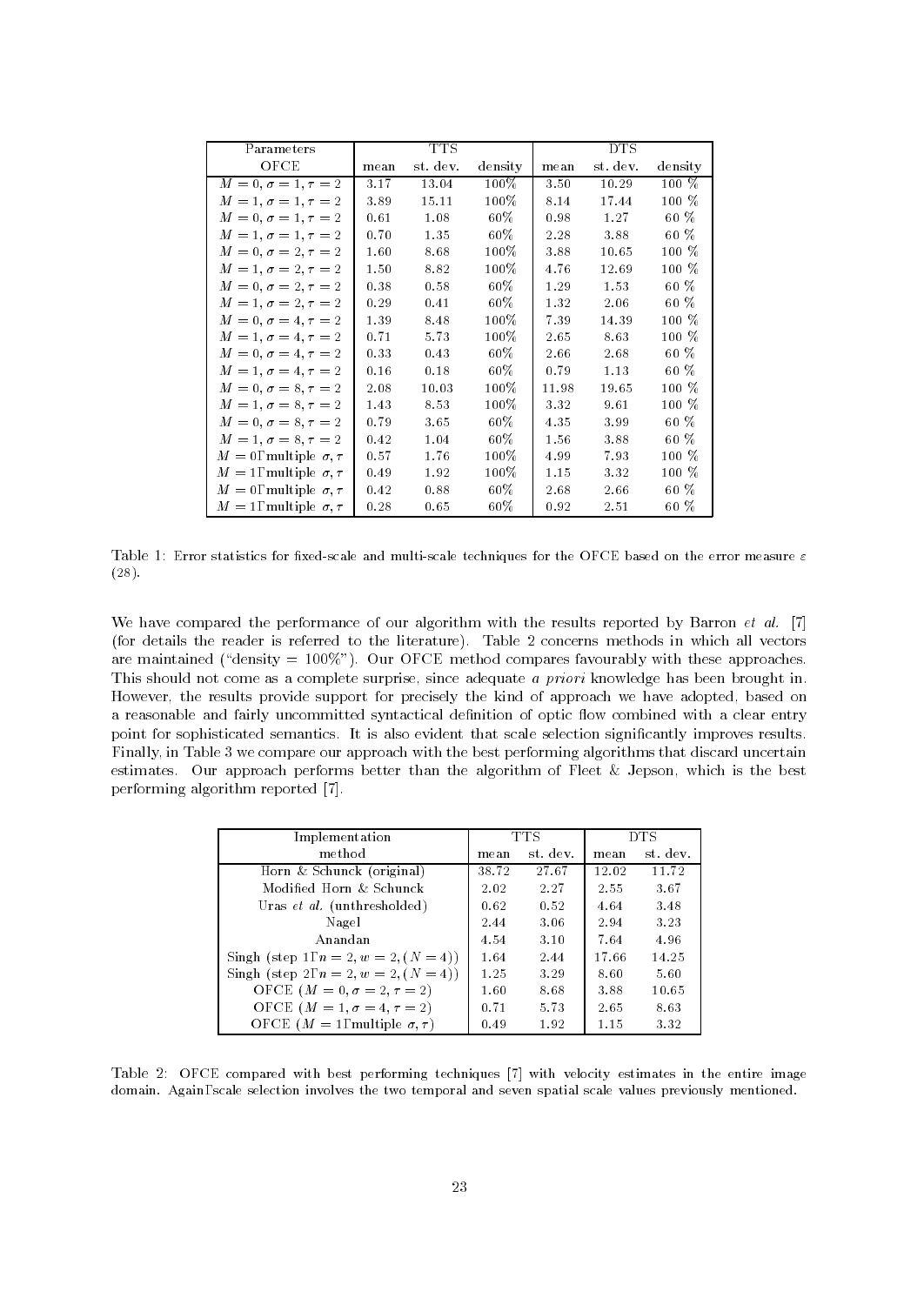| Parameters | TTS | | | DTS | | |
|---|---|---|---|---|---|---|
| OFCE | mean | st. dev. | density | mean | st. dev. | density |
| $M = 0, \sigma = 1, \tau = 2$ | 3.17 | 13.04 | 100% | 3.50 | 10.29 | 100 % |
| $M = 1, \sigma = 1, \tau = 2$ | 3.89 | 15.11 | 100% | 8.14 | 17.44 | 100 % |
| $M = 0, \sigma = 1, \tau = 2$ | 0.61 | 1.08 | 60% | 0.98 | 1.27 | 60 % |
| $M = 1, \sigma = 1, \tau = 2$ | 0.70 | 1.35 | 60% | 2.28 | 3.88 | 60 % |
| $M = 0, \sigma = 2, \tau = 2$ | 1.60 | 8.68 | 100% | 3.88 | 10.65 | 100 % |
| $M = 1, \sigma = 2, \tau = 2$ | 1.50 | 8.82 | 100% | 4.76 | 12.69 | 100 % |
| $M = 0, \sigma = 2, \tau = 2$ | 0.38 | 0.58 | 60% | 1.29 | 1.53 | 60 % |
| $M = 1, \sigma = 2, \tau = 2$ | 0.29 | 0.41 | 60% | 1.32 | 2.06 | 60 % |
| $M = 0, \sigma = 4, \tau = 2$ | 1.39 | 8.48 | 100% | 7.39 | 14.39 | 100 % |
| $M = 1, \sigma = 4, \tau = 2$ | 0.71 | 5.73 | 100% | 2.65 | 8.63 | 100 % |
| $M = 0, \sigma = 4, \tau = 2$ | 0.33 | 0.43 | 60% | 2.66 | 2.68 | 60 % |
| $M = 1, \sigma = 4, \tau = 2$ | 0.16 | 0.18 | 60% | 0.79 | 1.13 | 60 % |
| $M = 0, \sigma = 8, \tau = 2$ | 2.08 | 10.03 | 100% | 11.98 | 19.65 | 100 % |
| $M = 1, \sigma = 8, \tau = 2$ | 1.43 | 8.53 | 100% | 3.32 | 9.61 | 100 % |
| $M = 0, \sigma = 8, \tau = 2$ | 0.79 | 3.65 | 60% | 4.35 | 3.99 | 60 % |
| $M = 1, \sigma = 8, \tau = 2$ | 0.42 | 1.04 | 60% | 1.56 | 3.88 | 60 % |
| $M = 0$, multiple $\sigma, \tau$ | 0.57 | 1.76 | 100% | 4.99 | 7.93 | 100 % |
| $M = 1$, multiple $\sigma, \tau$ | 0.49 | 1.92 | 100% | 1.15 | 3.32 | 100 % |
| $M = 0$, multiple $\sigma, \tau$ | 0.42 | 0.88 | 60% | 2.68 | 2.66 | 60 % |
| $M = 1$, multiple $\sigma, \tau$ | 0.28 | 0.65 | 60% | 0.92 | 2.51 | 60 % |

Table 1: Error statistics for fixed-scale and multi-scale techniques for the OFCE based on the error measure $\varepsilon$ (28).

We have compared the performance of our algorithm with the results reported by Barron *et al.* [7] (for details the reader is referred to the literature). Table 2 concerns methods in which all vectors are maintained ("density = 100%"). Our OFCE method compares favourably with these approaches. This should not come as a complete surprise, since adequate *a priori* knowledge has been brought in. However, the results provide support for precisely the kind of approach we have adopted, based on a reasonable and fairly uncommitted syntactical definition of optic flow combined with a clear entry point for sophisticated semantics. It is also evident that scale selection significantly improves results. Finally, in Table 3 we compare our approach with the best performing algorithms that discard uncertain estimates. Our approach performs better than the algorithm of Fleet & Jepson, which is the best performing algorithm reported [7].

| Implementation | TTS | | DTS | |
|---|---|---|---|---|
| method | mean | st. dev. | mean | st. dev. |
| Horn & Schunck (original) | 38.72 | 27.67 | 12.02 | 11.72 |
| Modified Horn & Schunck | 2.02 | 2.27 | 2.55 | 3.67 |
| Uras *et al.* (unthresholded) | 0.62 | 0.52 | 4.64 | 3.48 |
| Nagel | 2.44 | 3.06 | 2.94 | 3.23 |
| Anandan | 4.54 | 3.10 | 7.64 | 4.96 |
| Singh (step 1, $n = 2, w = 2, (N = 4)$) | 1.64 | 2.44 | 17.66 | 14.25 |
| Singh (step 2, $n = 2, w = 2, (N = 4)$) | 1.25 | 3.29 | 8.60 | 5.60 |
| OFCE ($M = 0, \sigma = 2, \tau = 2$) | 1.60 | 8.68 | 3.88 | 10.65 |
| OFCE ($M = 1, \sigma = 4, \tau = 2$) | 0.71 | 5.73 | 2.65 | 8.63 |
| OFCE ($M = 1$, multiple $\sigma, \tau$) | 0.49 | 1.92 | 1.15 | 3.32 |

Table 2: OFCE compared with best performing techniques [7] with velocity estimates in the entire image domain. Again, scale selection involves the two temporal and seven spatial scale values previously mentioned.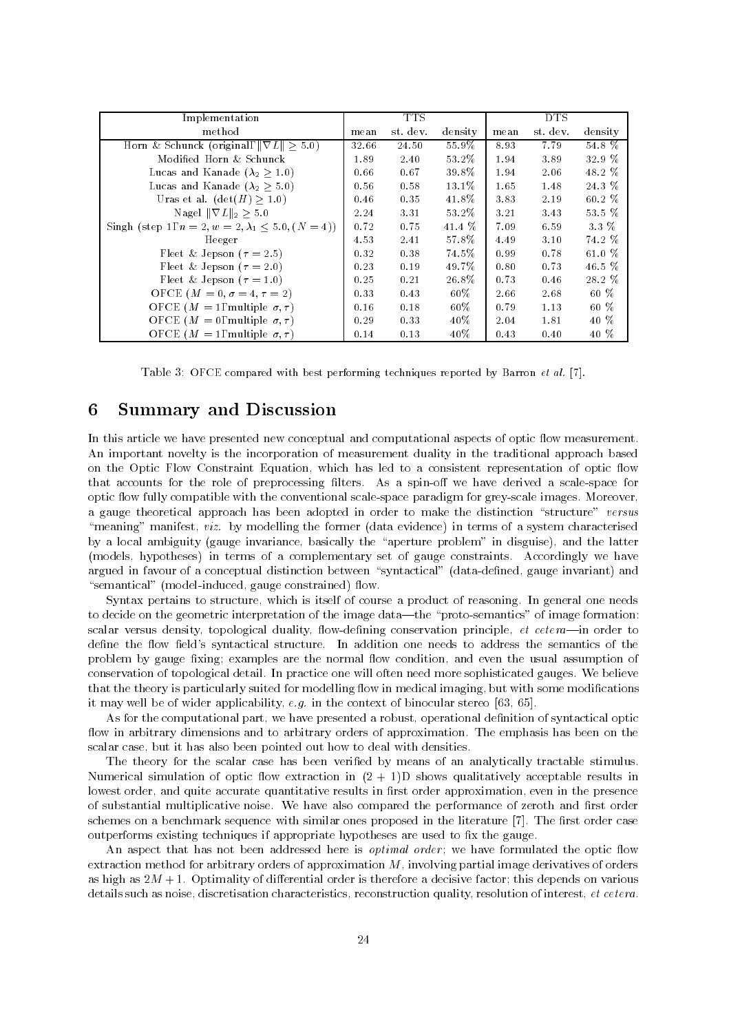| Implementation | TTS | | | DTS | | |
|---|---|---|---|---|---|---|
| method | mean | st. dev. | density | mean | st. dev. | density |
| Horn & Schunck (original, $\|\nabla L\| \geq 5.0$) | 32.66 | 24.50 | 55.9% | 8.93 | 7.79 | 54.8 % |
| Modified Horn & Schunck | 1.89 | 2.40 | 53.2% | 1.94 | 3.89 | 32.9 % |
| Lucas and Kanade ($\lambda_2 \geq 1.0$) | 0.66 | 0.67 | 39.8% | 1.94 | 2.06 | 48.2 % |
| Lucas and Kanade ($\lambda_2 \geq 5.0$) | 0.56 | 0.58 | 13.1% | 1.65 | 1.48 | 24.3 % |
| Uras et al. ($\det(H) \geq 1.0$) | 0.46 | 0.35 | 41.8% | 3.83 | 2.19 | 60.2 % |
| Nagel $\|\nabla L\|_2 \geq 5.0$ | 2.24 | 3.31 | 53.2% | 3.21 | 3.43 | 53.5 % |
| Singh (step 1, $n = 2, w = 2, \lambda_1 \leq 5.0, (N = 4)$) | 0.72 | 0.75 | 41.4 % | 7.09 | 6.59 | 3.3 % |
| Heeger | 4.53 | 2.41 | 57.8% | 4.49 | 3.10 | 74.2 % |
| Fleet & Jepson ($\tau = 2.5$) | 0.32 | 0.38 | 74.5% | 0.99 | 0.78 | 61.0 % |
| Fleet & Jepson ($\tau = 2.0$) | 0.23 | 0.19 | 49.7% | 0.80 | 0.73 | 46.5 % |
| Fleet & Jepson ($\tau = 1.0$) | 0.25 | 0.21 | 26.8% | 0.73 | 0.46 | 28.2 % |
| OFCE ($M = 0, \sigma = 4, \tau = 2$) | 0.33 | 0.43 | 60% | 2.66 | 2.68 | 60 % |
| OFCE ($M = 1$, multiple $\sigma, \tau$) | 0.16 | 0.18 | 60% | 0.79 | 1.13 | 60 % |
| OFCE ($M = 0$, multiple $\sigma, \tau$) | 0.29 | 0.33 | 40% | 2.04 | 1.81 | 40 % |
| OFCE ($M = 1$, multiple $\sigma, \tau$) | 0.14 | 0.13 | 40% | 0.43 | 0.40 | 40 % |

Table 3: OFCE compared with best performing techniques reported by Barron *et al.* [7].

# 6 Summary and Discussion

In this article we have presented new conceptual and computational aspects of optic flow measurement. An important novelty is the incorporation of measurement duality in the traditional approach based on the Optic Flow Constraint Equation, which has led to a consistent representation of optic flow that accounts for the role of preprocessing filters. As a spin-off we have derived a scale-space for optic flow fully compatible with the conventional scale-space paradigm for grey-scale images. Moreover, a gauge theoretical approach has been adopted in order to make the distinction "structure" *versus* "meaning" manifest, *viz.* by modelling the former (data evidence) in terms of a system characterised by a local ambiguity (gauge invariance, basically the "aperture problem" in disguise), and the latter (models, hypotheses) in terms of a complementary set of gauge constraints. Accordingly we have argued in favour of a conceptual distinction between "syntactical" (data-defined, gauge invariant) and "semantical" (model-induced, gauge constrained) flow.

Syntax pertains to structure, which is itself of course a product of reasoning. In general one needs to decide on the geometric interpretation of the image data—the "proto-semantics" of image formation: scalar versus density, topological duality, flow-defining conservation principle, *et cetera*—in order to define the flow field's syntactical structure. In addition one needs to address the semantics of the problem by gauge fixing; examples are the normal flow condition, and even the usual assumption of conservation of topological detail. In practice one will often need more sophisticated gauges. We believe that the theory is particularly suited for modelling flow in medical imaging, but with some modifications it may well be of wider applicability, *e.g.* in the context of binocular stereo [63, 65].

As for the computational part, we have presented a robust, operational definition of syntactical optic flow in arbitrary dimensions and to arbitrary orders of approximation. The emphasis has been on the scalar case, but it has also been pointed out how to deal with densities.

The theory for the scalar case has been verified by means of an analytically tractable stimulus. Numerical simulation of optic flow extraction in $(2 + 1)$D shows qualitatively acceptable results in lowest order, and quite accurate quantitative results in first order approximation, even in the presence of substantial multiplicative noise. We have also compared the performance of zeroth and first order schemes on a benchmark sequence with similar ones proposed in the literature [7]. The first order case outperforms existing techniques if appropriate hypotheses are used to fix the gauge.

An aspect that has not been addressed here is *optimal order*; we have formulated the optic flow extraction method for arbitrary orders of approximation $M$, involving partial image derivatives of orders as high as $2M + 1$. Optimality of differential order is therefore a decisive factor; this depends on various details such as noise, discretisation characteristics, reconstruction quality, resolution of interest, *et cetera*.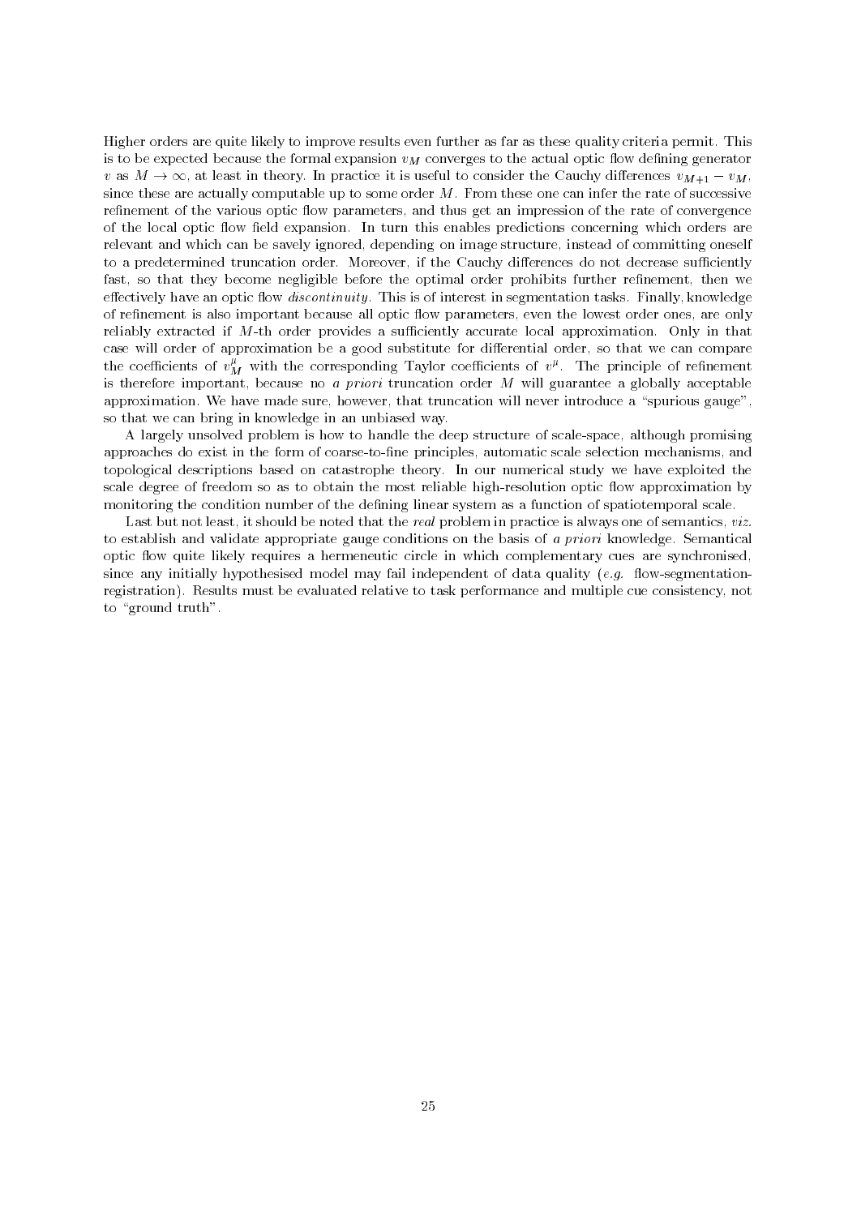Higher orders are quite likely to improve results even further as far as these quality criteria permit. This is to be expected because the formal expansion $v_M$ converges to the actual optic flow defining generator $v$ as $M \to \infty$, at least in theory. In practice it is useful to consider the Cauchy differences $v_{M+1} - v_M$, since these are actually computable up to some order $M$. From these one can infer the rate of successive refinement of the various optic flow parameters, and thus get an impression of the rate of convergence of the local optic flow field expansion. In turn this enables predictions concerning which orders are relevant and which can be savely ignored, depending on image structure, instead of committing oneself to a predetermined truncation order. Moreover, if the Cauchy differences do not decrease sufficiently fast, so that they become negligible before the optimal order prohibits further refinement, then we effectively have an optic flow *discontinuity*. This is of interest in segmentation tasks. Finally, knowledge of refinement is also important because all optic flow parameters, even the lowest order ones, are only reliably extracted if $M$-th order provides a sufficiently accurate local approximation. Only in that case will order of approximation be a good substitute for differential order, so that we can compare the coefficients of $v_M^{\mu}$ with the corresponding Taylor coefficients of $v^{\mu}$. The principle of refinement is therefore important, because no *a priori* truncation order $M$ will guarantee a globally acceptable approximation. We have made sure, however, that truncation will never introduce a "spurious gauge", so that we can bring in knowledge in an unbiased way.

A largely unsolved problem is how to handle the deep structure of scale-space, although promising approaches do exist in the form of coarse-to-fine principles, automatic scale selection mechanisms, and topological descriptions based on catastrophe theory. In our numerical study we have exploited the scale degree of freedom so as to obtain the most reliable high-resolution optic flow approximation by monitoring the condition number of the defining linear system as a function of spatiotemporal scale.

Last but not least, it should be noted that the *real* problem in practice is always one of semantics, *viz.* to establish and validate appropriate gauge conditions on the basis of *a priori* knowledge. Semantical optic flow quite likely requires a hermeneutic circle in which complementary cues are synchronised, since any initially hypothesised model may fail independent of data quality (*e.g.* flow-segmentation-registration). Results must be evaluated relative to task performance and multiple cue consistency, not to "ground truth".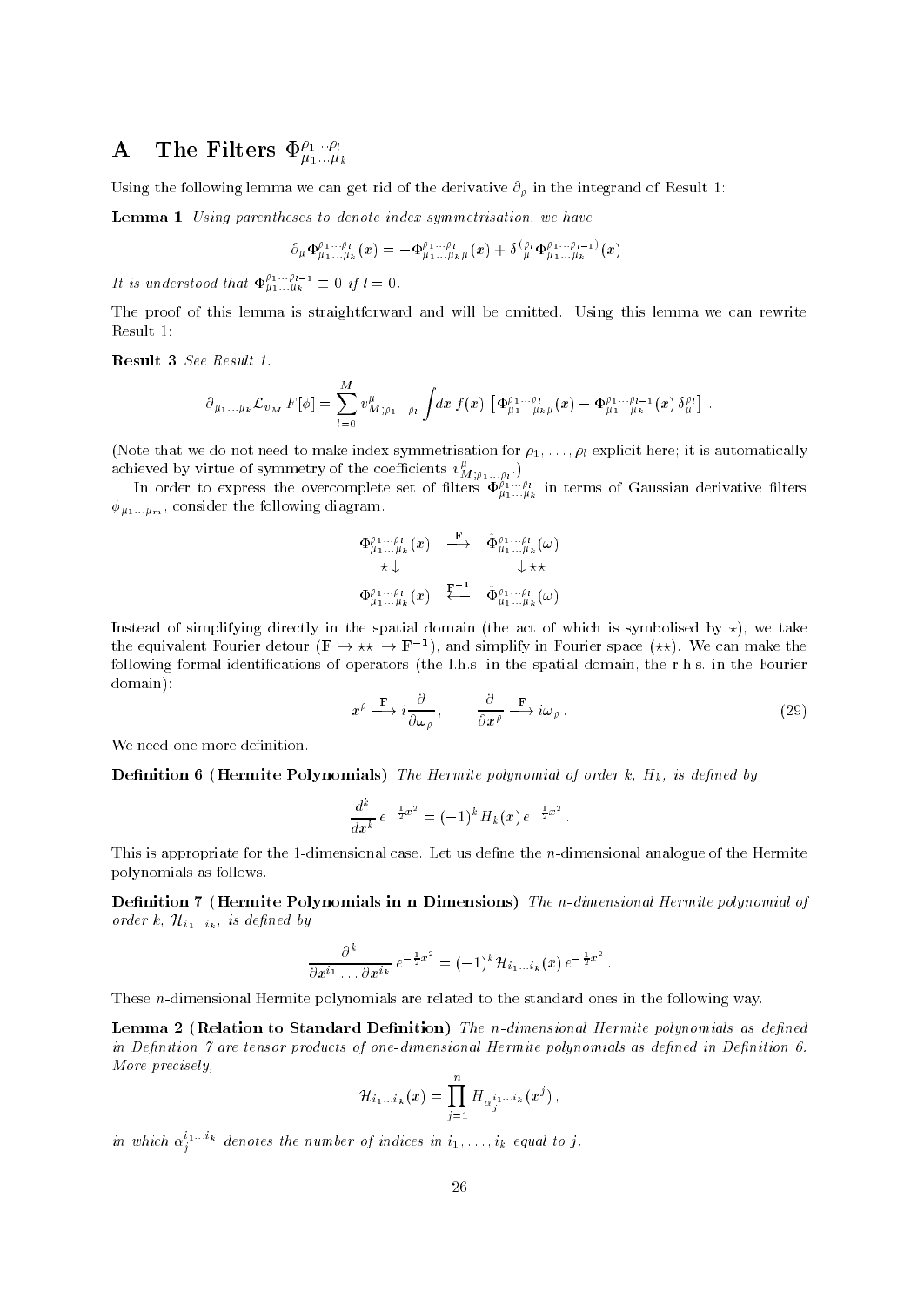# A The Filters $\Phi^{\rho_1\ldots\rho_l}_{\mu_1\ldots\mu_k}$

Using the following lemma we can get rid of the derivative $\partial_\rho$ in the integrand of Result 1:

**Lemma 1** *Using parentheses to denote index symmetrisation, we have*

$$\partial_\mu \Phi^{\rho_1\ldots\rho_l}_{\mu_1\ldots\mu_k}(x) = -\Phi^{\rho_1\ldots\rho_l}_{\mu_1\ldots\mu_k\mu}(x) + \delta^{(\rho_l}_{\ \mu}\Phi^{\rho_1\ldots\rho_{l-1})}_{\mu_1\ldots\mu_k}(x)\,.$$

*It is understood that* $\Phi^{\rho_1\ldots\rho_{l-1}}_{\mu_1\ldots\mu_k} \equiv 0$ *if* $l=0$.

The proof of this lemma is straightforward and will be omitted. Using this lemma we can rewrite Result 1:

**Result 3** *See Result 1.*

$$\partial_{\mu_1\ldots\mu_k}\mathcal{L}_{v_M}F[\phi] = \sum_{l=0}^{M} v^\mu_{M;\rho_1\ldots\rho_l}\int dx\, f(x)\,\left[\Phi^{\rho_1\ldots\rho_l}_{\mu_1\ldots\mu_k\mu}(x) - \Phi^{\rho_1\ldots\rho_{l-1}}_{\mu_1\ldots\mu_k}(x)\,\delta^{\rho_l}_\mu\right]\,.$$

(Note that we do not need to make index symmetrisation for $\rho_1,\ldots,\rho_l$ explicit here; it is automatically achieved by virtue of symmetry of the coefficients $v^\mu_{M;\rho_1\ldots\rho_l}$.)

In order to express the overcomplete set of filters $\Phi^{\rho_1\ldots\rho_l}_{\mu_1\ldots\mu_k}$ in terms of Gaussian derivative filters $\phi_{\mu_1\ldots\mu_m}$, consider the following diagram.

$$\begin{array}{ccc}
\Phi^{\rho_1\ldots\rho_l}_{\mu_1\ldots\mu_k}(x) & \xrightarrow{\ \mathbf{F}\ } & \hat\Phi^{\rho_1\ldots\rho_l}_{\mu_1\ldots\mu_k}(\omega) \\
\star\downarrow & & \downarrow\star\star \\
\Phi^{\rho_1\ldots\rho_l}_{\mu_1\ldots\mu_k}(x) & \xleftarrow{\ \mathbf{F^{-1}}\ } & \hat\Phi^{\rho_1\ldots\rho_l}_{\mu_1\ldots\mu_k}(\omega)
\end{array}$$

Instead of simplifying directly in the spatial domain (the act of which is symbolised by $\star$), we take the equivalent Fourier detour ($\mathbf{F}\to\star\star\to\mathbf{F^{-1}}$), and simplify in Fourier space ($\star\star$). We can make the following formal identifications of operators (the l.h.s. in the spatial domain, the r.h.s. in the Fourier domain):

$$x^\rho \xrightarrow{\ \mathbf{F}\ } i\frac{\partial}{\partial\omega_\rho}\,,\qquad \frac{\partial}{\partial x^\rho}\xrightarrow{\ \mathbf{F}\ } i\omega_\rho\,. \tag{29}$$

We need one more definition.

**Definition 6 (Hermite Polynomials)** *The Hermite polynomial of order $k$, $H_k$, is defined by*

$$\frac{d^k}{dx^k}\,e^{-\frac{1}{2}x^2} = (-1)^k H_k(x)\,e^{-\frac{1}{2}x^2}\,.$$

This is appropriate for the 1-dimensional case. Let us define the $n$-dimensional analogue of the Hermite polynomials as follows.

**Definition 7 (Hermite Polynomials in n Dimensions)** *The $n$-dimensional Hermite polynomial of order $k$, $\mathcal{H}_{i_1\ldots i_k}$, is defined by*

$$\frac{\partial^k}{\partial x^{i_1}\ldots\partial x^{i_k}}\,e^{-\frac{1}{2}x^2} = (-1)^k\mathcal{H}_{i_1\ldots i_k}(x)\,e^{-\frac{1}{2}x^2}\,.$$

These $n$-dimensional Hermite polynomials are related to the standard ones in the following way.

**Lemma 2 (Relation to Standard Definition)** *The $n$-dimensional Hermite polynomials as defined in Definition 7 are tensor products of one-dimensional Hermite polynomials as defined in Definition 6. More precisely,*

$$\mathcal{H}_{i_1\ldots i_k}(x) = \prod_{j=1}^{n} H_{\alpha_j^{i_1\ldots i_k}}(x^j)\,,$$

*in which $\alpha_j^{i_1\ldots i_k}$ denotes the number of indices in $i_1,\ldots,i_k$ equal to $j$.*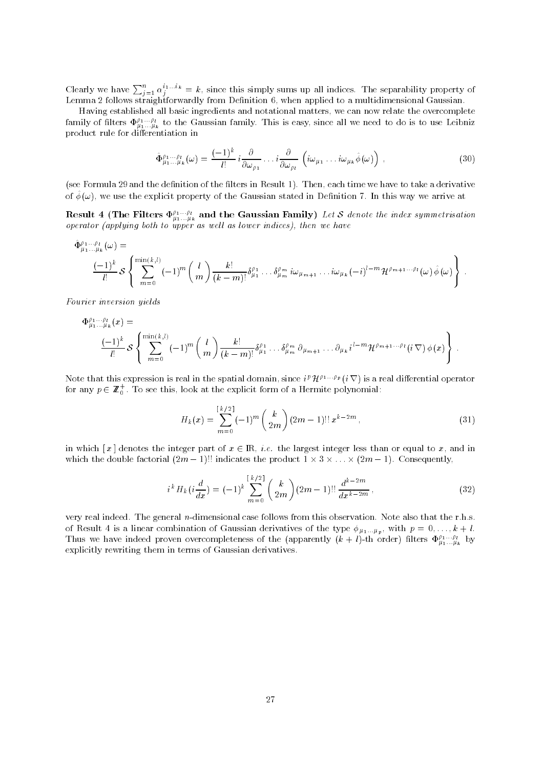Clearly we have $\sum_{j=1}^{n} \alpha_j^{i_1 \ldots i_k} = k$, since this simply sums up all indices. The separability property of Lemma 2 follows straightforwardly from Definition 6, when applied to a multidimensional Gaussian.

Having established all basic ingredients and notational matters, we can now relate the overcomplete family of filters $\Phi_{\mu_1 \ldots \mu_k}^{\rho_1 \cdots \rho_l}$ to the Gaussian family. This is easy, since all we need to do is to use Leibniz product rule for differentiation in

$$\hat{\Phi}_{\mu_1 \ldots \mu_k}^{\rho_1 \cdots \rho_l}(\omega) = \frac{(-1)^k}{l!} \, i \frac{\partial}{\partial \omega_{\rho_1}} \ldots i \frac{\partial}{\partial \omega_{\rho_l}} \left( i\omega_{\mu_1} \ldots i\omega_{\mu_k} \hat{\phi}(\omega) \right) , \tag{30}$$

(see Formula 29 and the definition of the filters in Result 1). Then, each time we have to take a derivative of $\hat{\phi}(\omega)$, we use the explicit property of the Gaussian stated in Definition 7. In this way we arrive at

**Result 4 (The Filters $\Phi_{\mu_1 \ldots \mu_k}^{\rho_1 \cdots \rho_l}$ and the Gaussian Family)** *Let $\mathcal{S}$ denote the index symmetrisation operator (applying both to upper as well as lower indices), then we have*

$$\hat{\Phi}_{\mu_1 \ldots \mu_k}^{\rho_1 \cdots \rho_l}(\omega) = \frac{(-1)^k}{l!} \mathcal{S} \left\{ \sum_{m=0}^{\min(k,l)} (-1)^m \binom{l}{m} \frac{k!}{(k-m)!} \delta_{\mu_1}^{\rho_1} \ldots \delta_{\mu_m}^{\rho_m} \, i\omega_{\mu_{m+1}} \ldots i\omega_{\mu_k} (-i)^{l-m} \mathcal{H}^{\rho_{m+1} \cdots \rho_l}(\omega) \, \hat{\phi}(\omega) \right\} .$$

*Fourier inversion yields*

$$\Phi_{\mu_1 \ldots \mu_k}^{\rho_1 \cdots \rho_l}(x) = \frac{(-1)^k}{l!} \mathcal{S} \left\{ \sum_{m=0}^{\min(k,l)} (-1)^m \binom{l}{m} \frac{k!}{(k-m)!} \delta_{\mu_1}^{\rho_1} \ldots \delta_{\mu_m}^{\rho_m} \, \partial_{\mu_{m+1}} \ldots \partial_{\mu_k} \, i^{l-m} \mathcal{H}^{\rho_{m+1} \cdots \rho_l}(i\nabla) \, \phi(x) \right\} .$$

Note that this expression is real in the spatial domain, since $i^p \mathcal{H}^{\rho_1 \cdots \rho_p}(i\nabla)$ is a real differential operator for any $p \in \mathbb{Z}_0^+$. To see this, look at the explicit form of a Hermite polynomial:

$$H_k(x) = \sum_{m=0}^{[k/2]} (-1)^m \binom{k}{2m} (2m-1)!! \, x^{k-2m} , \tag{31}$$

in which $[x]$ denotes the integer part of $x \in \mathbb{R}$, *i.e.* the largest integer less than or equal to $x$, and in which the double factorial $(2m-1)!!$ indicates the product $1 \times 3 \times \ldots \times (2m-1)$. Consequently,

$$i^k H_k(i\frac{d}{dx}) = (-1)^k \sum_{m=0}^{[k/2]} \binom{k}{2m} (2m-1)!! \, \frac{d^{k-2m}}{dx^{k-2m}} , \tag{32}$$

very real indeed. The general $n$-dimensional case follows from this observation. Note also that the r.h.s. of Result 4 is a linear combination of Gaussian derivatives of the type $\phi_{\mu_1 \ldots \mu_p}$, with $p = 0, \ldots, k+l$. Thus we have indeed proven overcompleteness of the (apparently $(k+l)$-th order) filters $\Phi_{\mu_1 \ldots \mu_k}^{\rho_1 \cdots \rho_l}$ by explicitly rewriting them in terms of Gaussian derivatives.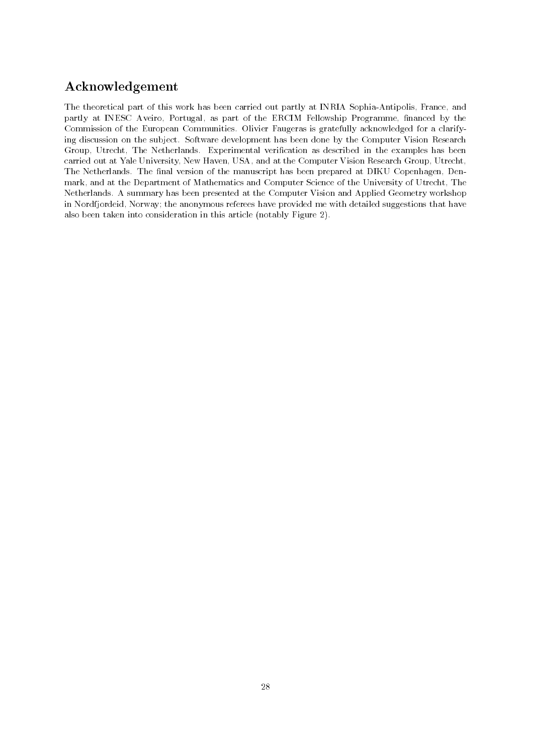## Acknowledgement

The theoretical part of this work has been carried out partly at INRIA Sophia-Antipolis, France, and partly at INESC Aveiro, Portugal, as part of the ERCIM Fellowship Programme, financed by the Commission of the European Communities. Olivier Faugeras is gratefully acknowledged for a clarifying discussion on the subject. Software development has been done by the Computer Vision Research Group, Utrecht, The Netherlands. Experimental verification as described in the examples has been carried out at Yale University, New Haven, USA, and at the Computer Vision Research Group, Utrecht, The Netherlands. The final version of the manuscript has been prepared at DIKU Copenhagen, Denmark, and at the Department of Mathematics and Computer Science of the University of Utrecht, The Netherlands. A summary has been presented at the Computer Vision and Applied Geometry workshop in Nordfjordeid, Norway; the anonymous referees have provided me with detailed suggestions that have also been taken into consideration in this article (notably Figure 2).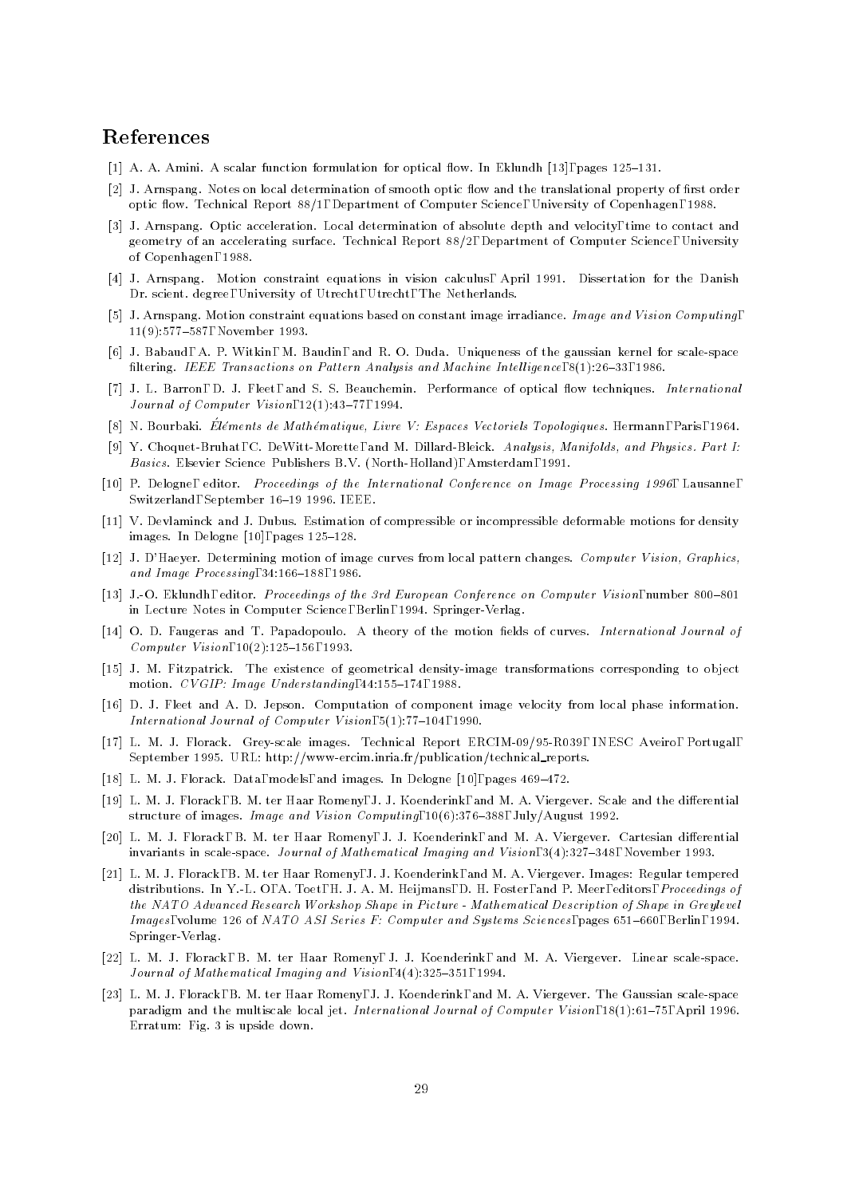## References

[1] A. A. Amini. A scalar function formulation for optical flow. In Eklundh [13], pages 125–131.

[2] J. Arnspang. Notes on local determination of smooth optic flow and the translational property of first order optic flow. Technical Report 88/1, Department of Computer Science, University of Copenhagen, 1988.

[3] J. Arnspang. Optic acceleration. Local determination of absolute depth and velocity, time to contact and geometry of an accelerating surface. Technical Report 88/2, Department of Computer Science, University of Copenhagen, 1988.

[4] J. Arnspang. Motion constraint equations in vision calculus, April 1991. Dissertation for the Danish Dr. scient. degree, University of Utrecht, Utrecht, The Netherlands.

[5] J. Arnspang. Motion constraint equations based on constant image irradiance. *Image and Vision Computing*, 11(9):577–587, November 1993.

[6] J. Babaud, A. P. Witkin, M. Baudin, and R. O. Duda. Uniqueness of the gaussian kernel for scale-space filtering. *IEEE Transactions on Pattern Analysis and Machine Intelligence*, 8(1):26–33, 1986.

[7] J. L. Barron, D. J. Fleet, and S. S. Beauchemin. Performance of optical flow techniques. *International Journal of Computer Vision*, 12(1):43–77, 1994.

[8] N. Bourbaki. *Éléments de Mathématique, Livre V: Espaces Vectoriels Topologiques*. Hermann, Paris, 1964.

[9] Y. Choquet-Bruhat, C. DeWitt-Morette, and M. Dillard-Bleick. *Analysis, Manifolds, and Physics. Part I: Basics*. Elsevier Science Publishers B.V. (North-Holland), Amsterdam, 1991.

[10] P. Delogne, editor. *Proceedings of the International Conference on Image Processing 1996*, Lausanne, Switzerland, September 16–19 1996. IEEE.

[11] V. Devlaminck and J. Dubus. Estimation of compressible or incompressible deformable motions for density images. In Delogne [10], pages 125–128.

[12] J. D'Haeyer. Determining motion of image curves from local pattern changes. *Computer Vision, Graphics, and Image Processing*, 34:166–188, 1986.

[13] J.-O. Eklundh, editor. *Proceedings of the 3rd European Conference on Computer Vision*, number 800–801 in Lecture Notes in Computer Science, Berlin, 1994. Springer-Verlag.

[14] O. D. Faugeras and T. Papadopoulo. A theory of the motion fields of curves. *International Journal of Computer Vision*, 10(2):125–156, 1993.

[15] J. M. Fitzpatrick. The existence of geometrical density-image transformations corresponding to object motion. *CVGIP: Image Understanding*, 44:155–174, 1988.

[16] D. J. Fleet and A. D. Jepson. Computation of component image velocity from local phase information. *International Journal of Computer Vision*, 5(1):77–104, 1990.

[17] L. M. J. Florack. Grey-scale images. Technical Report ERCIM-09/95-R039, INESC Aveiro, Portugal, September 1995. URL: http://www-ercim.inria.fr/publication/technical_reports.

[18] L. M. J. Florack. Data, models, and images. In Delogne [10], pages 469–472.

[19] L. M. J. Florack, B. M. ter Haar Romeny, J. J. Koenderink, and M. A. Viergever. Scale and the differential structure of images. *Image and Vision Computing*, 10(6):376–388, July/August 1992.

[20] L. M. J. Florack, B. M. ter Haar Romeny, J. J. Koenderink, and M. A. Viergever. Cartesian differential invariants in scale-space. *Journal of Mathematical Imaging and Vision*, 3(4):327–348, November 1993.

[21] L. M. J. Florack, B. M. ter Haar Romeny, J. J. Koenderink, and M. A. Viergever. Images: Regular tempered distributions. In Y.-L. O, A. Toet, H. J. A. M. Heijmans, D. H. Foster, and P. Meer, editors, *Proceedings of the NATO Advanced Research Workshop Shape in Picture - Mathematical Description of Shape in Greylevel Images*, volume 126 of *NATO ASI Series F: Computer and Systems Sciences*, pages 651–660, Berlin, 1994. Springer-Verlag.

[22] L. M. J. Florack, B. M. ter Haar Romeny, J. J. Koenderink, and M. A. Viergever. Linear scale-space. *Journal of Mathematical Imaging and Vision*, 4(4):325–351, 1994.

[23] L. M. J. Florack, B. M. ter Haar Romeny, J. J. Koenderink, and M. A. Viergever. The Gaussian scale-space paradigm and the multiscale local jet. *International Journal of Computer Vision*, 18(1):61–75, April 1996. Erratum: Fig. 3 is upside down.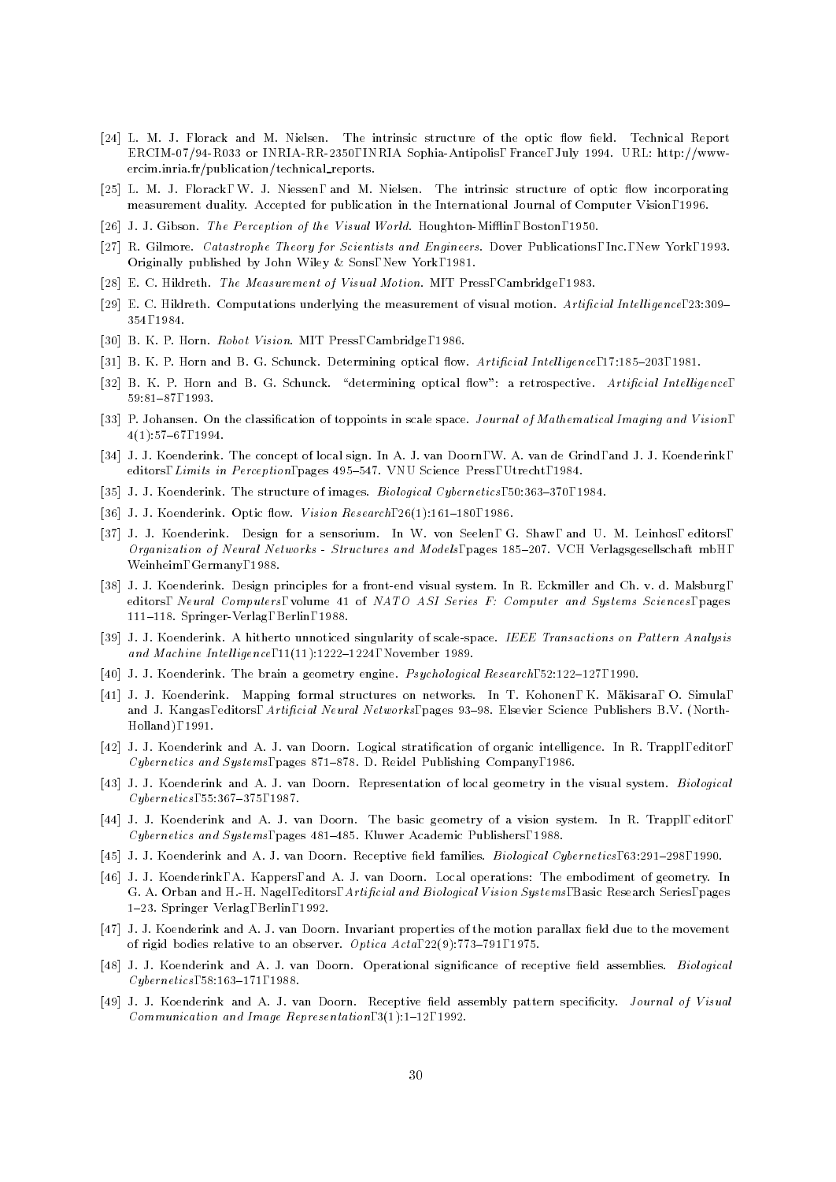[24] L. M. J. Florack and M. Nielsen. The intrinsic structure of the optic flow field. Technical Report ERCIM-07/94-R033 or INRIA-RR-2350, INRIA Sophia-Antipolis, France, July 1994. URL: http://www-ercim.inria.fr/publication/technical_reports.

[25] L. M. J. Florack, W. J. Niessen, and M. Nielsen. The intrinsic structure of optic flow incorporating measurement duality. Accepted for publication in the International Journal of Computer Vision, 1996.

[26] J. J. Gibson. *The Perception of the Visual World*. Houghton-Mifflin, Boston, 1950.

[27] R. Gilmore. *Catastrophe Theory for Scientists and Engineers*. Dover Publications, Inc., New York, 1993. Originally published by John Wiley & Sons, New York, 1981.

[28] E. C. Hildreth. *The Measurement of Visual Motion*. MIT Press, Cambridge, 1983.

[29] E. C. Hildreth. Computations underlying the measurement of visual motion. *Artificial Intelligence*, 23:309–354, 1984.

[30] B. K. P. Horn. *Robot Vision*. MIT Press, Cambridge, 1986.

[31] B. K. P. Horn and B. G. Schunck. Determining optical flow. *Artificial Intelligence*, 17:185–203, 1981.

[32] B. K. P. Horn and B. G. Schunck. "determining optical flow": a retrospective. *Artificial Intelligence*, 59:81–87, 1993.

[33] P. Johansen. On the classification of toppoints in scale space. *Journal of Mathematical Imaging and Vision*, 4(1):57–67, 1994.

[34] J. J. Koenderink. The concept of local sign. In A. J. van Doorn, W. A. van de Grind, and J. J. Koenderink, editors, *Limits in Perception*, pages 495–547. VNU Science Press, Utrecht, 1984.

[35] J. J. Koenderink. The structure of images. *Biological Cybernetics*, 50:363–370, 1984.

[36] J. J. Koenderink. Optic flow. *Vision Research*, 26(1):161–180, 1986.

[37] J. J. Koenderink. Design for a sensorium. In W. von Seelen, G. Shaw, and U. M. Leinhos, editors, *Organization of Neural Networks - Structures and Models*, pages 185–207. VCH Verlagsgesellschaft mbH, Weinheim, Germany, 1988.

[38] J. J. Koenderink. Design principles for a front-end visual system. In R. Eckmiller and Ch. v. d. Malsburg, editors, *Neural Computers*, volume 41 of *NATO ASI Series F: Computer and Systems Sciences*, pages 111–118. Springer-Verlag, Berlin, 1988.

[39] J. J. Koenderink. A hitherto unnoticed singularity of scale-space. *IEEE Transactions on Pattern Analysis and Machine Intelligence*, 11(11):1222–1224, November 1989.

[40] J. J. Koenderink. The brain a geometry engine. *Psychological Research*, 52:122–127, 1990.

[41] J. J. Koenderink. Mapping formal structures on networks. In T. Kohonen, K. Mäkisara, O. Simula, and J. Kangas, editors, *Artificial Neural Networks*, pages 93–98. Elsevier Science Publishers B.V. (North-Holland), 1991.

[42] J. J. Koenderink and A. J. van Doorn. Logical stratification of organic intelligence. In R. Trappl, editor, *Cybernetics and Systems*, pages 871–878. D. Reidel Publishing Company, 1986.

[43] J. J. Koenderink and A. J. van Doorn. Representation of local geometry in the visual system. *Biological Cybernetics*, 55:367–375, 1987.

[44] J. J. Koenderink and A. J. van Doorn. The basic geometry of a vision system. In R. Trappl, editor, *Cybernetics and Systems*, pages 481–485. Kluwer Academic Publishers, 1988.

[45] J. J. Koenderink and A. J. van Doorn. Receptive field families. *Biological Cybernetics*, 63:291–298, 1990.

[46] J. J. Koenderink, A. Kappers, and A. J. van Doorn. Local operations: The embodiment of geometry. In G. A. Orban and H.-H. Nagel, editors, *Artificial and Biological Vision Systems*, Basic Research Series, pages 1–23. Springer Verlag, Berlin, 1992.

[47] J. J. Koenderink and A. J. van Doorn. Invariant properties of the motion parallax field due to the movement of rigid bodies relative to an observer. *Optica Acta*, 22(9):773–791, 1975.

[48] J. J. Koenderink and A. J. van Doorn. Operational significance of receptive field assemblies. *Biological Cybernetics*, 58:163–171, 1988.

[49] J. J. Koenderink and A. J. van Doorn. Receptive field assembly pattern specificity. *Journal of Visual Communication and Image Representation*, 3(1):1–12, 1992.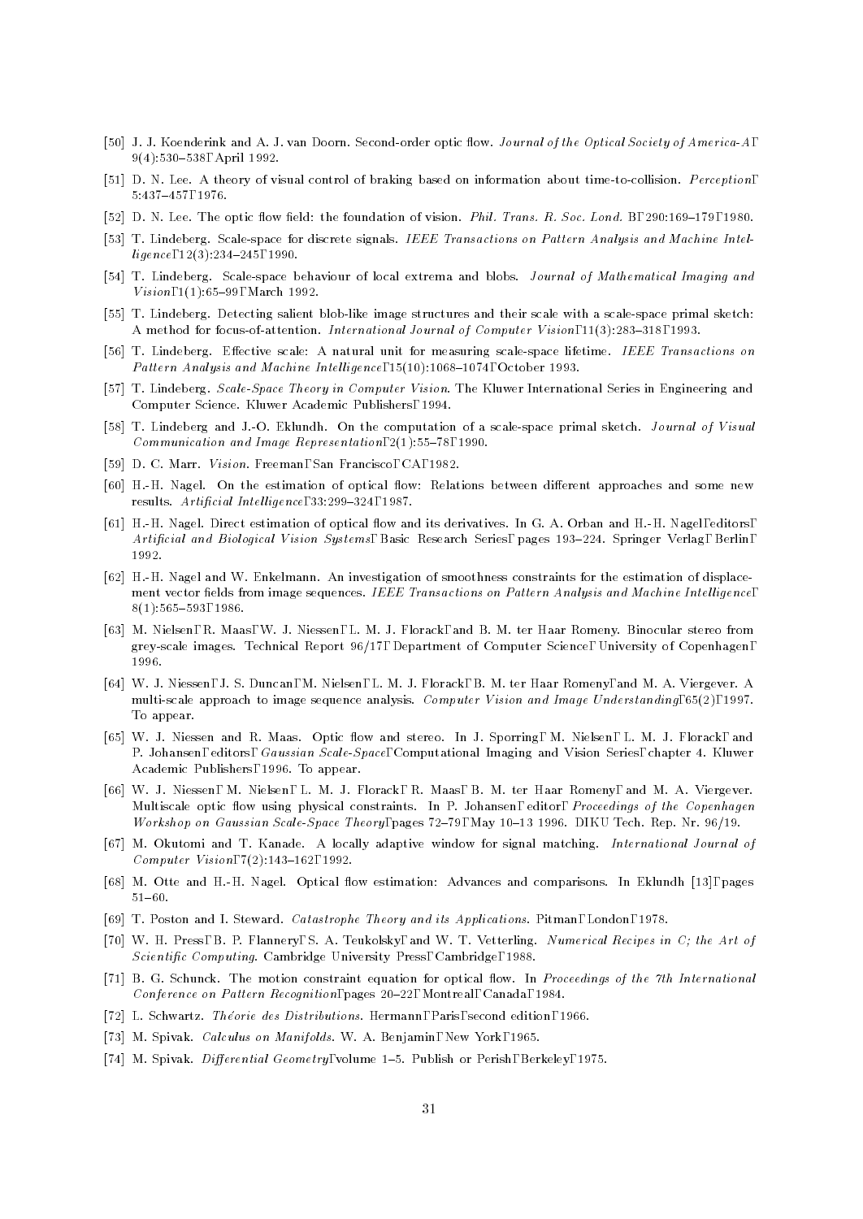[50] J. J. Koenderink and A. J. van Doorn. Second-order optic flow. *Journal of the Optical Society of America-A*, 9(4):530–538, April 1992.

[51] D. N. Lee. A theory of visual control of braking based on information about time-to-collision. *Perception*, 5:437–457, 1976.

[52] D. N. Lee. The optic flow field: the foundation of vision. *Phil. Trans. R. Soc. Lond.* B, 290:169–179, 1980.

[53] T. Lindeberg. Scale-space for discrete signals. *IEEE Transactions on Pattern Analysis and Machine Intelligence*, 12(3):234–245, 1990.

[54] T. Lindeberg. Scale-space behaviour of local extrema and blobs. *Journal of Mathematical Imaging and Vision*, 1(1):65–99, March 1992.

[55] T. Lindeberg. Detecting salient blob-like image structures and their scale with a scale-space primal sketch: A method for focus-of-attention. *International Journal of Computer Vision*, 11(3):283–318, 1993.

[56] T. Lindeberg. Effective scale: A natural unit for measuring scale-space lifetime. *IEEE Transactions on Pattern Analysis and Machine Intelligence*, 15(10):1068–1074, October 1993.

[57] T. Lindeberg. *Scale-Space Theory in Computer Vision*. The Kluwer International Series in Engineering and Computer Science. Kluwer Academic Publishers, 1994.

[58] T. Lindeberg and J.-O. Eklundh. On the computation of a scale-space primal sketch. *Journal of Visual Communication and Image Representation*, 2(1):55–78, 1990.

[59] D. C. Marr. *Vision*. Freeman, San Francisco, CA, 1982.

[60] H.-H. Nagel. On the estimation of optical flow: Relations between different approaches and some new results. *Artificial Intelligence*, 33:299–324, 1987.

[61] H.-H. Nagel. Direct estimation of optical flow and its derivatives. In G. A. Orban and H.-H. Nagel, editors, *Artificial and Biological Vision Systems*, Basic Research Series, pages 193–224. Springer Verlag, Berlin, 1992.

[62] H.-H. Nagel and W. Enkelmann. An investigation of smoothness constraints for the estimation of displacement vector fields from image sequences. *IEEE Transactions on Pattern Analysis and Machine Intelligence*, 8(1):565–593, 1986.

[63] M. Nielsen, R. Maas, W. J. Niessen, L. M. J. Florack, and B. M. ter Haar Romeny. Binocular stereo from grey-scale images. Technical Report 96/17, Department of Computer Science, University of Copenhagen, 1996.

[64] W. J. Niessen, J. S. Duncan, M. Nielsen, L. M. J. Florack, B. M. ter Haar Romeny, and M. A. Viergever. A multi-scale approach to image sequence analysis. *Computer Vision and Image Understanding*, 65(2), 1997. To appear.

[65] W. J. Niessen and R. Maas. Optic flow and stereo. In J. Sporring, M. Nielsen, L. M. J. Florack, and P. Johansen, editors, *Gaussian Scale-Space*, Computational Imaging and Vision Series, chapter 4. Kluwer Academic Publishers, 1996. To appear.

[66] W. J. Niessen, M. Nielsen, L. M. J. Florack, R. Maas, B. M. ter Haar Romeny, and M. A. Viergever. Multiscale optic flow using physical constraints. In P. Johansen, editor, *Proceedings of the Copenhagen Workshop on Gaussian Scale-Space Theory*, pages 72–79, May 10–13 1996. DIKU Tech. Rep. Nr. 96/19.

[67] M. Okutomi and T. Kanade. A locally adaptive window for signal matching. *International Journal of Computer Vision*, 7(2):143–162, 1992.

[68] M. Otte and H.-H. Nagel. Optical flow estimation: Advances and comparisons. In Eklundh [13], pages 51–60.

[69] T. Poston and I. Steward. *Catastrophe Theory and its Applications*. Pitman, London, 1978.

[70] W. H. Press, B. P. Flannery, S. A. Teukolsky, and W. T. Vetterling. *Numerical Recipes in C; the Art of Scientific Computing*. Cambridge University Press, Cambridge, 1988.

[71] B. G. Schunck. The motion constraint equation for optical flow. In *Proceedings of the 7th International Conference on Pattern Recognition*, pages 20–22, Montreal, Canada, 1984.

[72] L. Schwartz. *Théorie des Distributions*. Hermann, Paris, second edition, 1966.

[73] M. Spivak. *Calculus on Manifolds*. W. A. Benjamin, New York, 1965.

[74] M. Spivak. *Differential Geometry*, volume 1–5. Publish or Perish, Berkeley, 1975.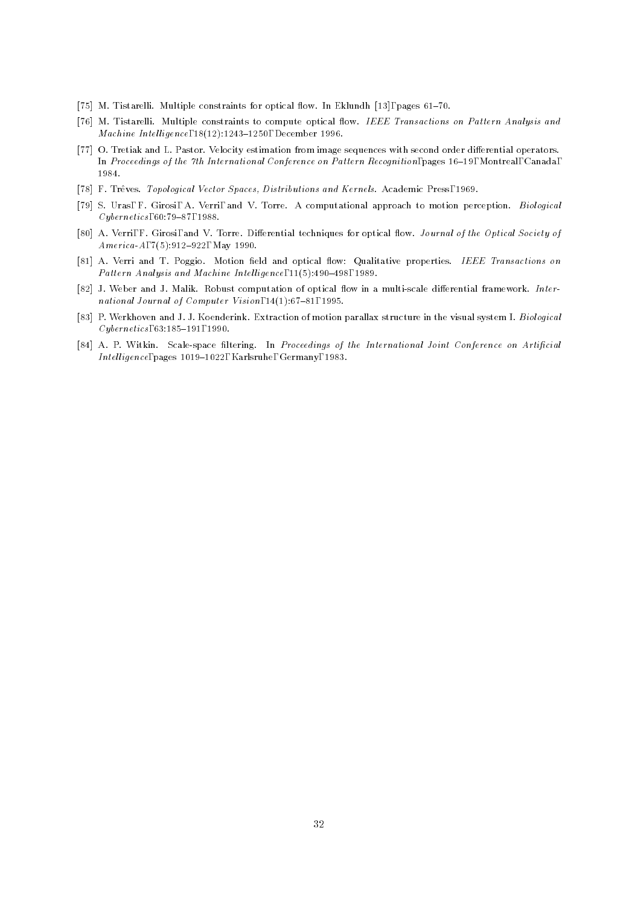[75] M. Tistarelli. Multiple constraints for optical flow. In Eklundh [13], pages 61–70.

[76] M. Tistarelli. Multiple constraints to compute optical flow. *IEEE Transactions on Pattern Analysis and Machine Intelligence*, 18(12):1243–1250, December 1996.

[77] O. Tretiak and L. Pastor. Velocity estimation from image sequences with second order differential operators. In *Proceedings of the 7th International Conference on Pattern Recognition*, pages 16–19, Montreal, Canada, 1984.

[78] F. Trêves. *Topological Vector Spaces, Distributions and Kernels*. Academic Press, 1969.

[79] S. Uras, F. Girosi, A. Verri, and V. Torre. A computational approach to motion perception. *Biological Cybernetics*, 60:79–87, 1988.

[80] A. Verri, F. Girosi, and V. Torre. Differential techniques for optical flow. *Journal of the Optical Society of America-A*, 7(5):912–922, May 1990.

[81] A. Verri and T. Poggio. Motion field and optical flow: Qualitative properties. *IEEE Transactions on Pattern Analysis and Machine Intelligence*, 11(5):490–498, 1989.

[82] J. Weber and J. Malik. Robust computation of optical flow in a multi-scale differential framework. *International Journal of Computer Vision*, 14(1):67–81, 1995.

[83] P. Werkhoven and J. J. Koenderink. Extraction of motion parallax structure in the visual system I. *Biological Cybernetics*, 63:185–191, 1990.

[84] A. P. Witkin. Scale-space filtering. In *Proceedings of the International Joint Conference on Artificial Intelligence*, pages 1019–1022, Karlsruhe, Germany, 1983.